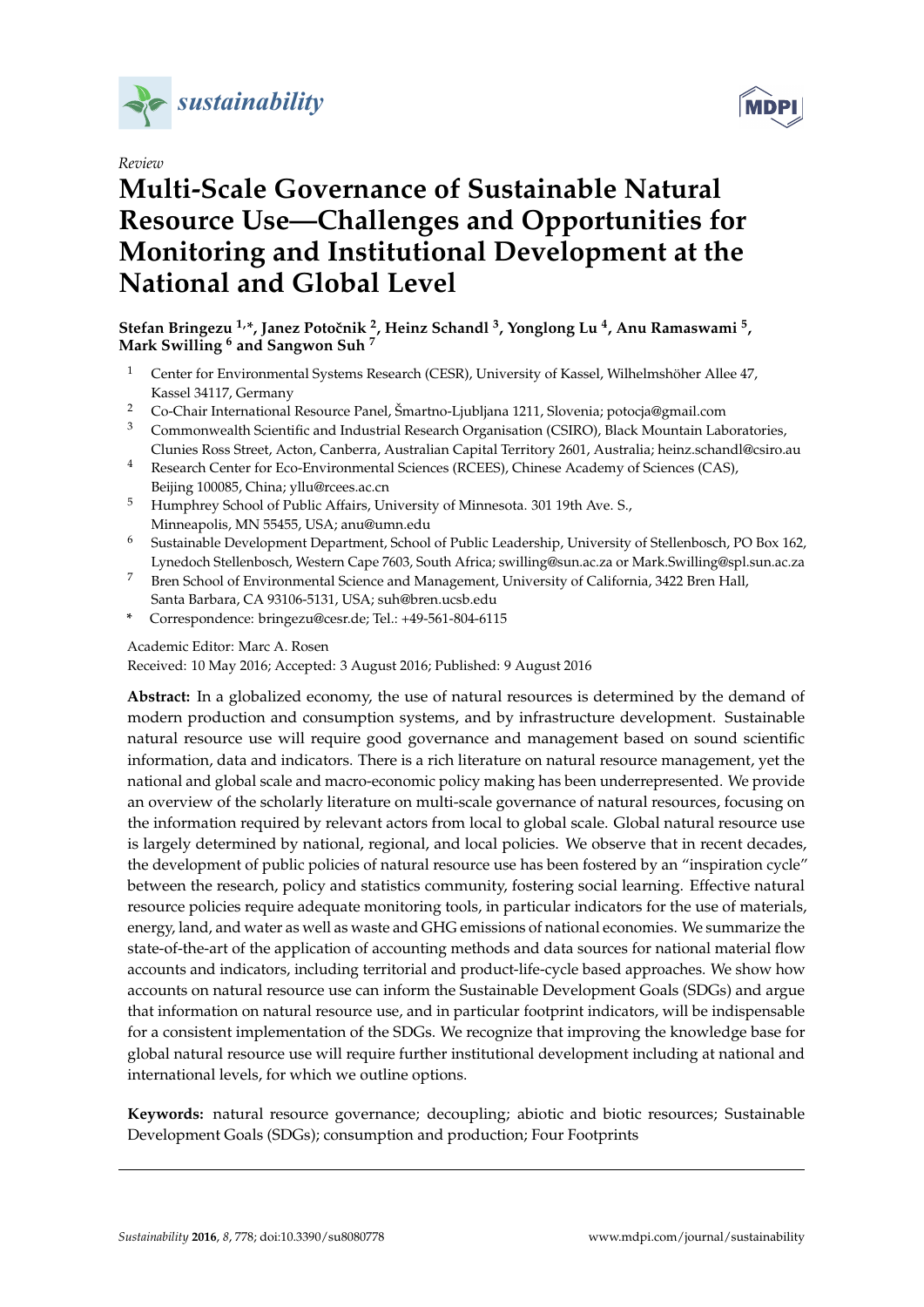*Review*

# Multi-Scale Governance of Sustainable Natural Resource Use—Challenges and Opportunities for Monitoring and Institutional Development at the National and Global Level

**Stefan Bringezu [1,*], Janez Potočnik [2], Heinz Schandl [3], Yonglong Lu [4], Anu Ramaswami [5], Mark Swilling [6] and Sangwon Suh [7]**

[1] Center for Environmental Systems Research (CESR), University of Kassel, Wilhelmshöher Allee 47, Kassel 34117, Germany
[2] Co-Chair International Resource Panel, Šmartno-Ljubljana 1211, Slovenia; potocja@gmail.com
[3] Commonwealth Scientific and Industrial Research Organisation (CSIRO), Black Mountain Laboratories, Clunies Ross Street, Acton, Canberra, Australian Capital Territory 2601, Australia; heinz.schandl@csiro.au
[4] Research Center for Eco-Environmental Sciences (RCEES), Chinese Academy of Sciences (CAS), Beijing 100085, China; yllu@rcees.ac.cn
[5] Humphrey School of Public Affairs, University of Minnesota. 301 19th Ave. S., Minneapolis, MN 55455, USA; anu@umn.edu
[6] Sustainable Development Department, School of Public Leadership, University of Stellenbosch, PO Box 162, Lynedoch Stellenbosch, Western Cape 7603, South Africa; swilling@sun.ac.za or Mark.Swilling@spl.sun.ac.za
[7] Bren School of Environmental Science and Management, University of California, 3422 Bren Hall, Santa Barbara, CA 93106-5131, USA; suh@bren.ucsb.edu
[*] Correspondence: bringezu@cesr.de; Tel.: +49-561-804-6115

Academic Editor: Marc A. Rosen
Received: 10 May 2016; Accepted: 3 August 2016; Published: 9 August 2016

**Abstract:** In a globalized economy, the use of natural resources is determined by the demand of modern production and consumption systems, and by infrastructure development. Sustainable natural resource use will require good governance and management based on sound scientific information, data and indicators. There is a rich literature on natural resource management, yet the national and global scale and macro-economic policy making has been underrepresented. We provide an overview of the scholarly literature on multi-scale governance of natural resources, focusing on the information required by relevant actors from local to global scale. Global natural resource use is largely determined by national, regional, and local policies. We observe that in recent decades, the development of public policies of natural resource use has been fostered by an "inspiration cycle" between the research, policy and statistics community, fostering social learning. Effective natural resource policies require adequate monitoring tools, in particular indicators for the use of materials, energy, land, and water as well as waste and GHG emissions of national economies. We summarize the state-of-the-art of the application of accounting methods and data sources for national material flow accounts and indicators, including territorial and product-life-cycle based approaches. We show how accounts on natural resource use can inform the Sustainable Development Goals (SDGs) and argue that information on natural resource use, and in particular footprint indicators, will be indispensable for a consistent implementation of the SDGs. We recognize that improving the knowledge base for global natural resource use will require further institutional development including at national and international levels, for which we outline options.

**Keywords:** natural resource governance; decoupling; abiotic and biotic resources; Sustainable Development Goals (SDGs); consumption and production; Four Footprints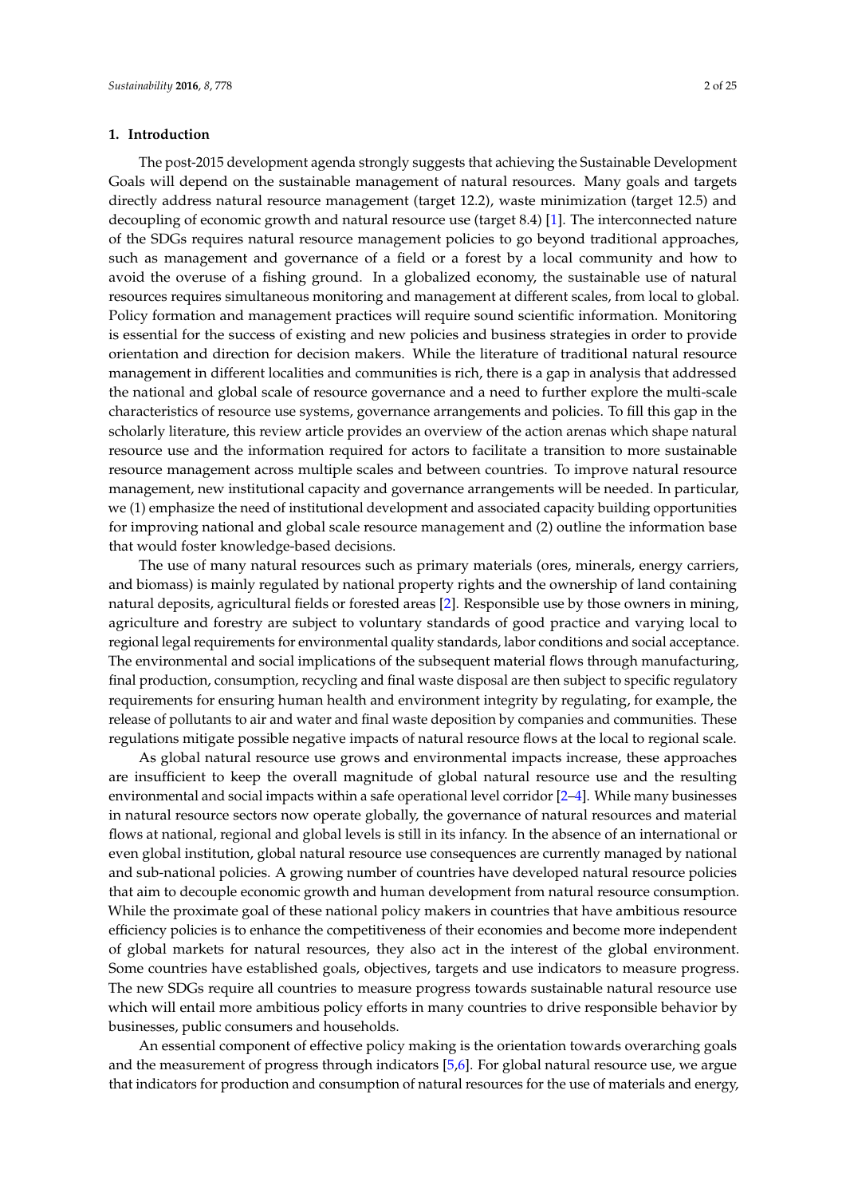## 1. Introduction

The post-2015 development agenda strongly suggests that achieving the Sustainable Development Goals will depend on the sustainable management of natural resources. Many goals and targets directly address natural resource management (target 12.2), waste minimization (target 12.5) and decoupling of economic growth and natural resource use (target 8.4) [1]. The interconnected nature of the SDGs requires natural resource management policies to go beyond traditional approaches, such as management and governance of a field or a forest by a local community and how to avoid the overuse of a fishing ground. In a globalized economy, the sustainable use of natural resources requires simultaneous monitoring and management at different scales, from local to global. Policy formation and management practices will require sound scientific information. Monitoring is essential for the success of existing and new policies and business strategies in order to provide orientation and direction for decision makers. While the literature of traditional natural resource management in different localities and communities is rich, there is a gap in analysis that addressed the national and global scale of resource governance and a need to further explore the multi-scale characteristics of resource use systems, governance arrangements and policies. To fill this gap in the scholarly literature, this review article provides an overview of the action arenas which shape natural resource use and the information required for actors to facilitate a transition to more sustainable resource management across multiple scales and between countries. To improve natural resource management, new institutional capacity and governance arrangements will be needed. In particular, we (1) emphasize the need of institutional development and associated capacity building opportunities for improving national and global scale resource management and (2) outline the information base that would foster knowledge-based decisions.

The use of many natural resources such as primary materials (ores, minerals, energy carriers, and biomass) is mainly regulated by national property rights and the ownership of land containing natural deposits, agricultural fields or forested areas [2]. Responsible use by those owners in mining, agriculture and forestry are subject to voluntary standards of good practice and varying local to regional legal requirements for environmental quality standards, labor conditions and social acceptance. The environmental and social implications of the subsequent material flows through manufacturing, final production, consumption, recycling and final waste disposal are then subject to specific regulatory requirements for ensuring human health and environment integrity by regulating, for example, the release of pollutants to air and water and final waste deposition by companies and communities. These regulations mitigate possible negative impacts of natural resource flows at the local to regional scale.

As global natural resource use grows and environmental impacts increase, these approaches are insufficient to keep the overall magnitude of global natural resource use and the resulting environmental and social impacts within a safe operational level corridor [2–4]. While many businesses in natural resource sectors now operate globally, the governance of natural resources and material flows at national, regional and global levels is still in its infancy. In the absence of an international or even global institution, global natural resource use consequences are currently managed by national and sub-national policies. A growing number of countries have developed natural resource policies that aim to decouple economic growth and human development from natural resource consumption. While the proximate goal of these national policy makers in countries that have ambitious resource efficiency policies is to enhance the competitiveness of their economies and become more independent of global markets for natural resources, they also act in the interest of the global environment. Some countries have established goals, objectives, targets and use indicators to measure progress. The new SDGs require all countries to measure progress towards sustainable natural resource use which will entail more ambitious policy efforts in many countries to drive responsible behavior by businesses, public consumers and households.

An essential component of effective policy making is the orientation towards overarching goals and the measurement of progress through indicators [5,6]. For global natural resource use, we argue that indicators for production and consumption of natural resources for the use of materials and energy,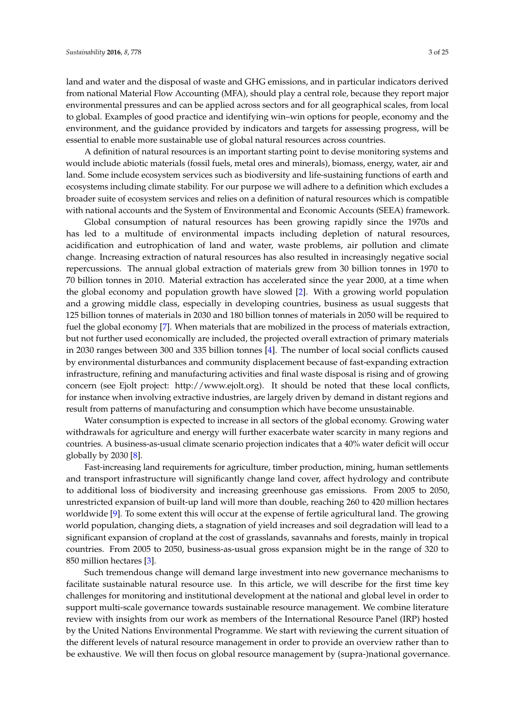land and water and the disposal of waste and GHG emissions, and in particular indicators derived from national Material Flow Accounting (MFA), should play a central role, because they report major environmental pressures and can be applied across sectors and for all geographical scales, from local to global. Examples of good practice and identifying win–win options for people, economy and the environment, and the guidance provided by indicators and targets for assessing progress, will be essential to enable more sustainable use of global natural resources across countries.

A definition of natural resources is an important starting point to devise monitoring systems and would include abiotic materials (fossil fuels, metal ores and minerals), biomass, energy, water, air and land. Some include ecosystem services such as biodiversity and life-sustaining functions of earth and ecosystems including climate stability. For our purpose we will adhere to a definition which excludes a broader suite of ecosystem services and relies on a definition of natural resources which is compatible with national accounts and the System of Environmental and Economic Accounts (SEEA) framework.

Global consumption of natural resources has been growing rapidly since the 1970s and has led to a multitude of environmental impacts including depletion of natural resources, acidification and eutrophication of land and water, waste problems, air pollution and climate change. Increasing extraction of natural resources has also resulted in increasingly negative social repercussions. The annual global extraction of materials grew from 30 billion tonnes in 1970 to 70 billion tonnes in 2010. Material extraction has accelerated since the year 2000, at a time when the global economy and population growth have slowed [2]. With a growing world population and a growing middle class, especially in developing countries, business as usual suggests that 125 billion tonnes of materials in 2030 and 180 billion tonnes of materials in 2050 will be required to fuel the global economy [7]. When materials that are mobilized in the process of materials extraction, but not further used economically are included, the projected overall extraction of primary materials in 2030 ranges between 300 and 335 billion tonnes [4]. The number of local social conflicts caused by environmental disturbances and community displacement because of fast-expanding extraction infrastructure, refining and manufacturing activities and final waste disposal is rising and of growing concern (see Ejolt project: http://www.ejolt.org). It should be noted that these local conflicts, for instance when involving extractive industries, are largely driven by demand in distant regions and result from patterns of manufacturing and consumption which have become unsustainable.

Water consumption is expected to increase in all sectors of the global economy. Growing water withdrawals for agriculture and energy will further exacerbate water scarcity in many regions and countries. A business-as-usual climate scenario projection indicates that a 40% water deficit will occur globally by 2030 [8].

Fast-increasing land requirements for agriculture, timber production, mining, human settlements and transport infrastructure will significantly change land cover, affect hydrology and contribute to additional loss of biodiversity and increasing greenhouse gas emissions. From 2005 to 2050, unrestricted expansion of built-up land will more than double, reaching 260 to 420 million hectares worldwide [9]. To some extent this will occur at the expense of fertile agricultural land. The growing world population, changing diets, a stagnation of yield increases and soil degradation will lead to a significant expansion of cropland at the cost of grasslands, savannahs and forests, mainly in tropical countries. From 2005 to 2050, business-as-usual gross expansion might be in the range of 320 to 850 million hectares [3].

Such tremendous change will demand large investment into new governance mechanisms to facilitate sustainable natural resource use. In this article, we will describe for the first time key challenges for monitoring and institutional development at the national and global level in order to support multi-scale governance towards sustainable resource management. We combine literature review with insights from our work as members of the International Resource Panel (IRP) hosted by the United Nations Environmental Programme. We start with reviewing the current situation of the different levels of natural resource management in order to provide an overview rather than to be exhaustive. We will then focus on global resource management by (supra-)national governance.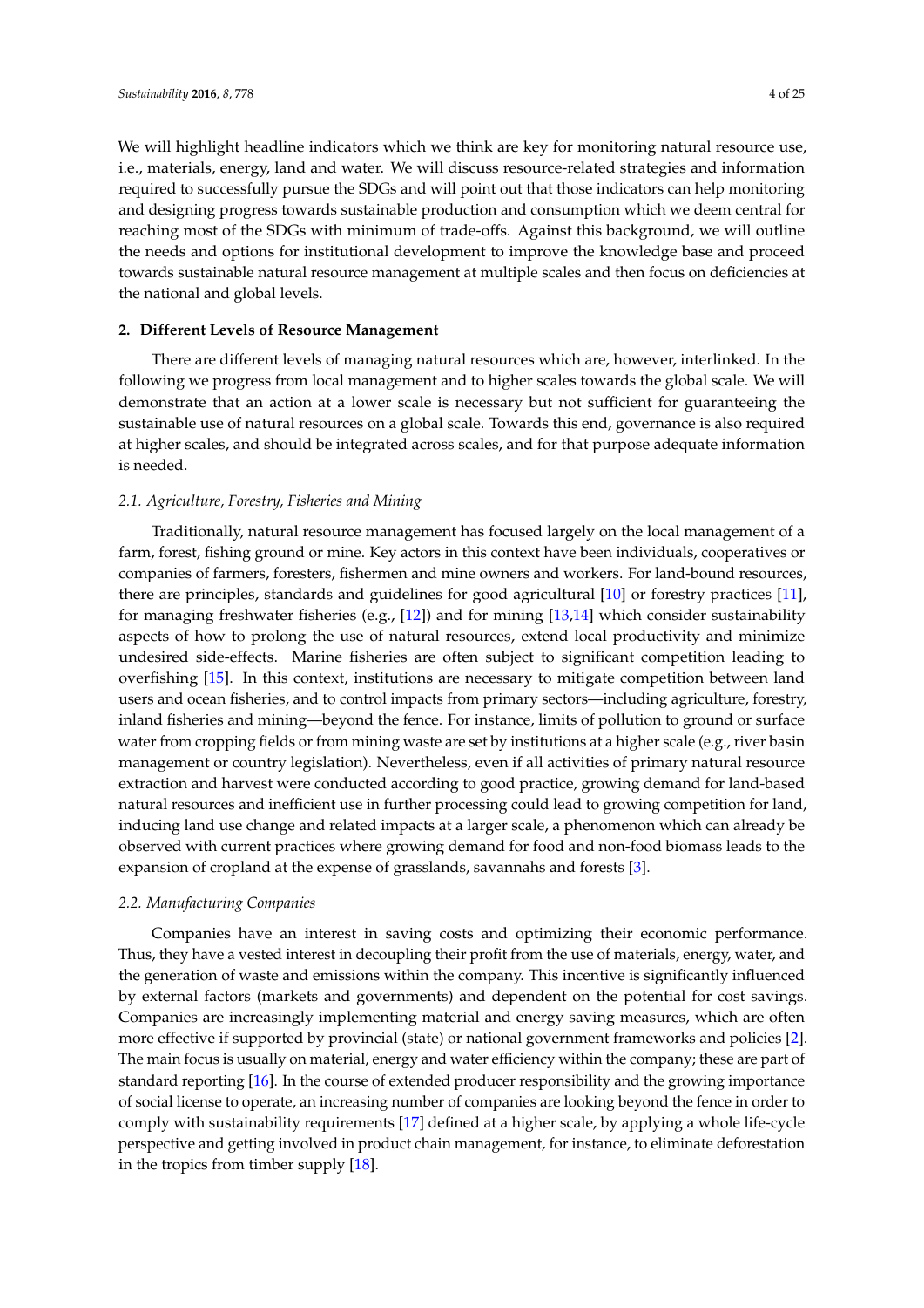We will highlight headline indicators which we think are key for monitoring natural resource use, i.e., materials, energy, land and water. We will discuss resource-related strategies and information required to successfully pursue the SDGs and will point out that those indicators can help monitoring and designing progress towards sustainable production and consumption which we deem central for reaching most of the SDGs with minimum of trade-offs. Against this background, we will outline the needs and options for institutional development to improve the knowledge base and proceed towards sustainable natural resource management at multiple scales and then focus on deficiencies at the national and global levels.

## 2. Different Levels of Resource Management

There are different levels of managing natural resources which are, however, interlinked. In the following we progress from local management and to higher scales towards the global scale. We will demonstrate that an action at a lower scale is necessary but not sufficient for guaranteeing the sustainable use of natural resources on a global scale. Towards this end, governance is also required at higher scales, and should be integrated across scales, and for that purpose adequate information is needed.

### *2.1. Agriculture, Forestry, Fisheries and Mining*

Traditionally, natural resource management has focused largely on the local management of a farm, forest, fishing ground or mine. Key actors in this context have been individuals, cooperatives or companies of farmers, foresters, fishermen and mine owners and workers. For land-bound resources, there are principles, standards and guidelines for good agricultural [10] or forestry practices [11], for managing freshwater fisheries (e.g., [12]) and for mining [13,14] which consider sustainability aspects of how to prolong the use of natural resources, extend local productivity and minimize undesired side-effects. Marine fisheries are often subject to significant competition leading to overfishing [15]. In this context, institutions are necessary to mitigate competition between land users and ocean fisheries, and to control impacts from primary sectors—including agriculture, forestry, inland fisheries and mining—beyond the fence. For instance, limits of pollution to ground or surface water from cropping fields or from mining waste are set by institutions at a higher scale (e.g., river basin management or country legislation). Nevertheless, even if all activities of primary natural resource extraction and harvest were conducted according to good practice, growing demand for land-based natural resources and inefficient use in further processing could lead to growing competition for land, inducing land use change and related impacts at a larger scale, a phenomenon which can already be observed with current practices where growing demand for food and non-food biomass leads to the expansion of cropland at the expense of grasslands, savannahs and forests [3].

### *2.2. Manufacturing Companies*

Companies have an interest in saving costs and optimizing their economic performance. Thus, they have a vested interest in decoupling their profit from the use of materials, energy, water, and the generation of waste and emissions within the company. This incentive is significantly influenced by external factors (markets and governments) and dependent on the potential for cost savings. Companies are increasingly implementing material and energy saving measures, which are often more effective if supported by provincial (state) or national government frameworks and policies [2]. The main focus is usually on material, energy and water efficiency within the company; these are part of standard reporting [16]. In the course of extended producer responsibility and the growing importance of social license to operate, an increasing number of companies are looking beyond the fence in order to comply with sustainability requirements [17] defined at a higher scale, by applying a whole life-cycle perspective and getting involved in product chain management, for instance, to eliminate deforestation in the tropics from timber supply [18].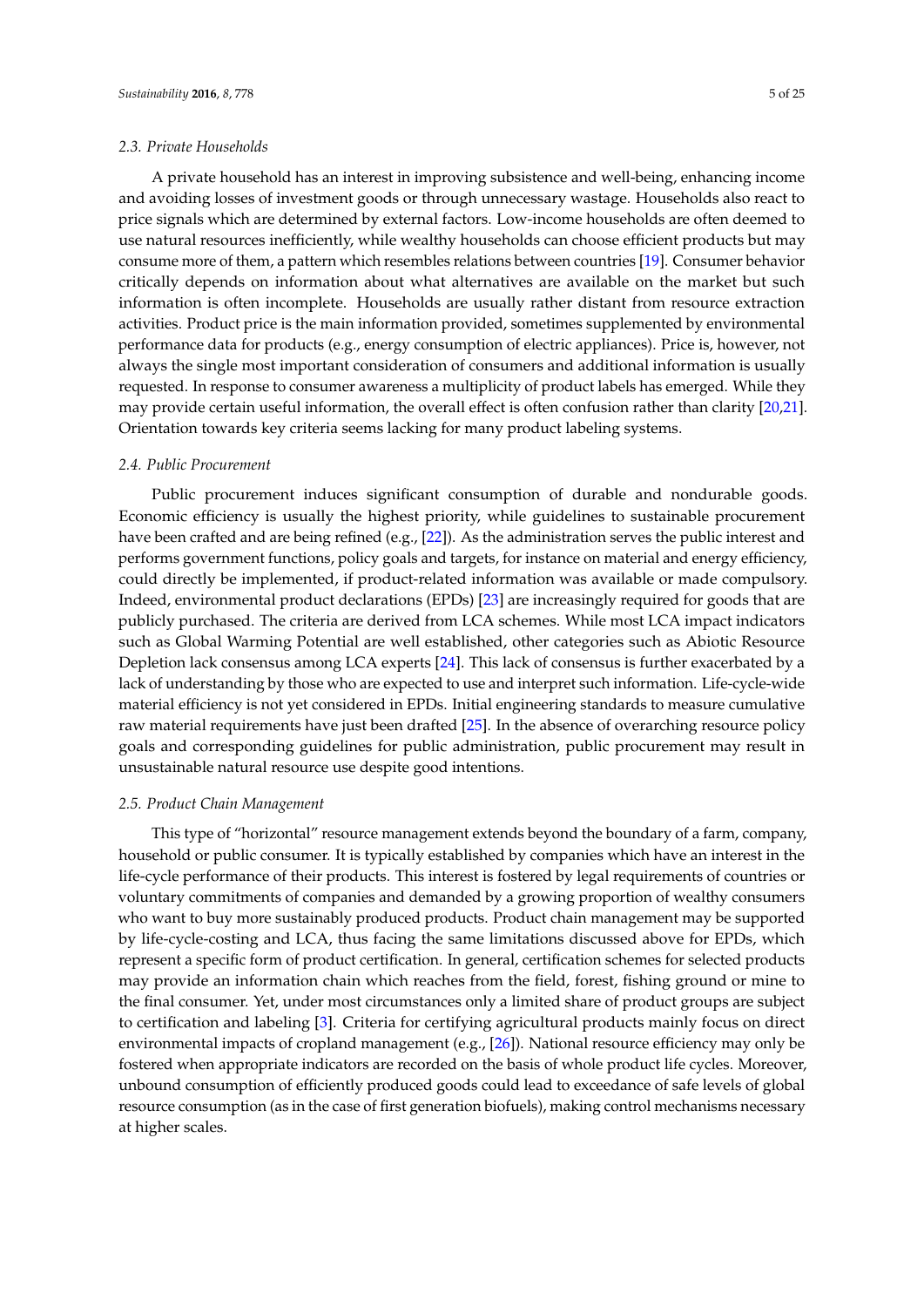### 2.3. Private Households

A private household has an interest in improving subsistence and well-being, enhancing income and avoiding losses of investment goods or through unnecessary wastage. Households also react to price signals which are determined by external factors. Low-income households are often deemed to use natural resources inefficiently, while wealthy households can choose efficient products but may consume more of them, a pattern which resembles relations between countries [19]. Consumer behavior critically depends on information about what alternatives are available on the market but such information is often incomplete. Households are usually rather distant from resource extraction activities. Product price is the main information provided, sometimes supplemented by environmental performance data for products (e.g., energy consumption of electric appliances). Price is, however, not always the single most important consideration of consumers and additional information is usually requested. In response to consumer awareness a multiplicity of product labels has emerged. While they may provide certain useful information, the overall effect is often confusion rather than clarity [20,21]. Orientation towards key criteria seems lacking for many product labeling systems.

### 2.4. Public Procurement

Public procurement induces significant consumption of durable and nondurable goods. Economic efficiency is usually the highest priority, while guidelines to sustainable procurement have been crafted and are being refined (e.g., [22]). As the administration serves the public interest and performs government functions, policy goals and targets, for instance on material and energy efficiency, could directly be implemented, if product-related information was available or made compulsory. Indeed, environmental product declarations (EPDs) [23] are increasingly required for goods that are publicly purchased. The criteria are derived from LCA schemes. While most LCA impact indicators such as Global Warming Potential are well established, other categories such as Abiotic Resource Depletion lack consensus among LCA experts [24]. This lack of consensus is further exacerbated by a lack of understanding by those who are expected to use and interpret such information. Life-cycle-wide material efficiency is not yet considered in EPDs. Initial engineering standards to measure cumulative raw material requirements have just been drafted [25]. In the absence of overarching resource policy goals and corresponding guidelines for public administration, public procurement may result in unsustainable natural resource use despite good intentions.

### 2.5. Product Chain Management

This type of "horizontal" resource management extends beyond the boundary of a farm, company, household or public consumer. It is typically established by companies which have an interest in the life-cycle performance of their products. This interest is fostered by legal requirements of countries or voluntary commitments of companies and demanded by a growing proportion of wealthy consumers who want to buy more sustainably produced products. Product chain management may be supported by life-cycle-costing and LCA, thus facing the same limitations discussed above for EPDs, which represent a specific form of product certification. In general, certification schemes for selected products may provide an information chain which reaches from the field, forest, fishing ground or mine to the final consumer. Yet, under most circumstances only a limited share of product groups are subject to certification and labeling [3]. Criteria for certifying agricultural products mainly focus on direct environmental impacts of cropland management (e.g., [26]). National resource efficiency may only be fostered when appropriate indicators are recorded on the basis of whole product life cycles. Moreover, unbound consumption of efficiently produced goods could lead to exceedance of safe levels of global resource consumption (as in the case of first generation biofuels), making control mechanisms necessary at higher scales.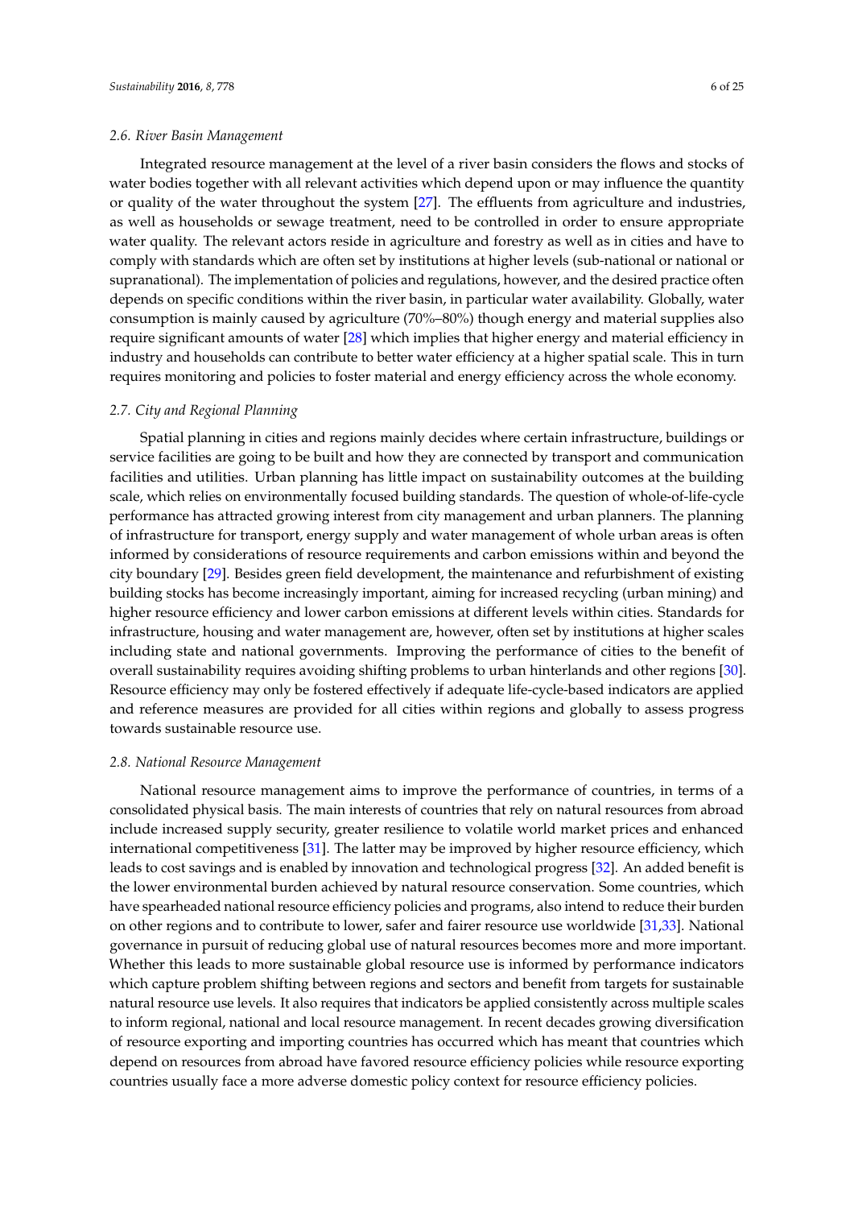### 2.6. River Basin Management

Integrated resource management at the level of a river basin considers the flows and stocks of water bodies together with all relevant activities which depend upon or may influence the quantity or quality of the water throughout the system [27]. The effluents from agriculture and industries, as well as households or sewage treatment, need to be controlled in order to ensure appropriate water quality. The relevant actors reside in agriculture and forestry as well as in cities and have to comply with standards which are often set by institutions at higher levels (sub-national or national or supranational). The implementation of policies and regulations, however, and the desired practice often depends on specific conditions within the river basin, in particular water availability. Globally, water consumption is mainly caused by agriculture (70%–80%) though energy and material supplies also require significant amounts of water [28] which implies that higher energy and material efficiency in industry and households can contribute to better water efficiency at a higher spatial scale. This in turn requires monitoring and policies to foster material and energy efficiency across the whole economy.

### 2.7. City and Regional Planning

Spatial planning in cities and regions mainly decides where certain infrastructure, buildings or service facilities are going to be built and how they are connected by transport and communication facilities and utilities. Urban planning has little impact on sustainability outcomes at the building scale, which relies on environmentally focused building standards. The question of whole-of-life-cycle performance has attracted growing interest from city management and urban planners. The planning of infrastructure for transport, energy supply and water management of whole urban areas is often informed by considerations of resource requirements and carbon emissions within and beyond the city boundary [29]. Besides green field development, the maintenance and refurbishment of existing building stocks has become increasingly important, aiming for increased recycling (urban mining) and higher resource efficiency and lower carbon emissions at different levels within cities. Standards for infrastructure, housing and water management are, however, often set by institutions at higher scales including state and national governments. Improving the performance of cities to the benefit of overall sustainability requires avoiding shifting problems to urban hinterlands and other regions [30]. Resource efficiency may only be fostered effectively if adequate life-cycle-based indicators are applied and reference measures are provided for all cities within regions and globally to assess progress towards sustainable resource use.

### 2.8. National Resource Management

National resource management aims to improve the performance of countries, in terms of a consolidated physical basis. The main interests of countries that rely on natural resources from abroad include increased supply security, greater resilience to volatile world market prices and enhanced international competitiveness [31]. The latter may be improved by higher resource efficiency, which leads to cost savings and is enabled by innovation and technological progress [32]. An added benefit is the lower environmental burden achieved by natural resource conservation. Some countries, which have spearheaded national resource efficiency policies and programs, also intend to reduce their burden on other regions and to contribute to lower, safer and fairer resource use worldwide [31,33]. National governance in pursuit of reducing global use of natural resources becomes more and more important. Whether this leads to more sustainable global resource use is informed by performance indicators which capture problem shifting between regions and sectors and benefit from targets for sustainable natural resource use levels. It also requires that indicators be applied consistently across multiple scales to inform regional, national and local resource management. In recent decades growing diversification of resource exporting and importing countries has occurred which has meant that countries which depend on resources from abroad have favored resource efficiency policies while resource exporting countries usually face a more adverse domestic policy context for resource efficiency policies.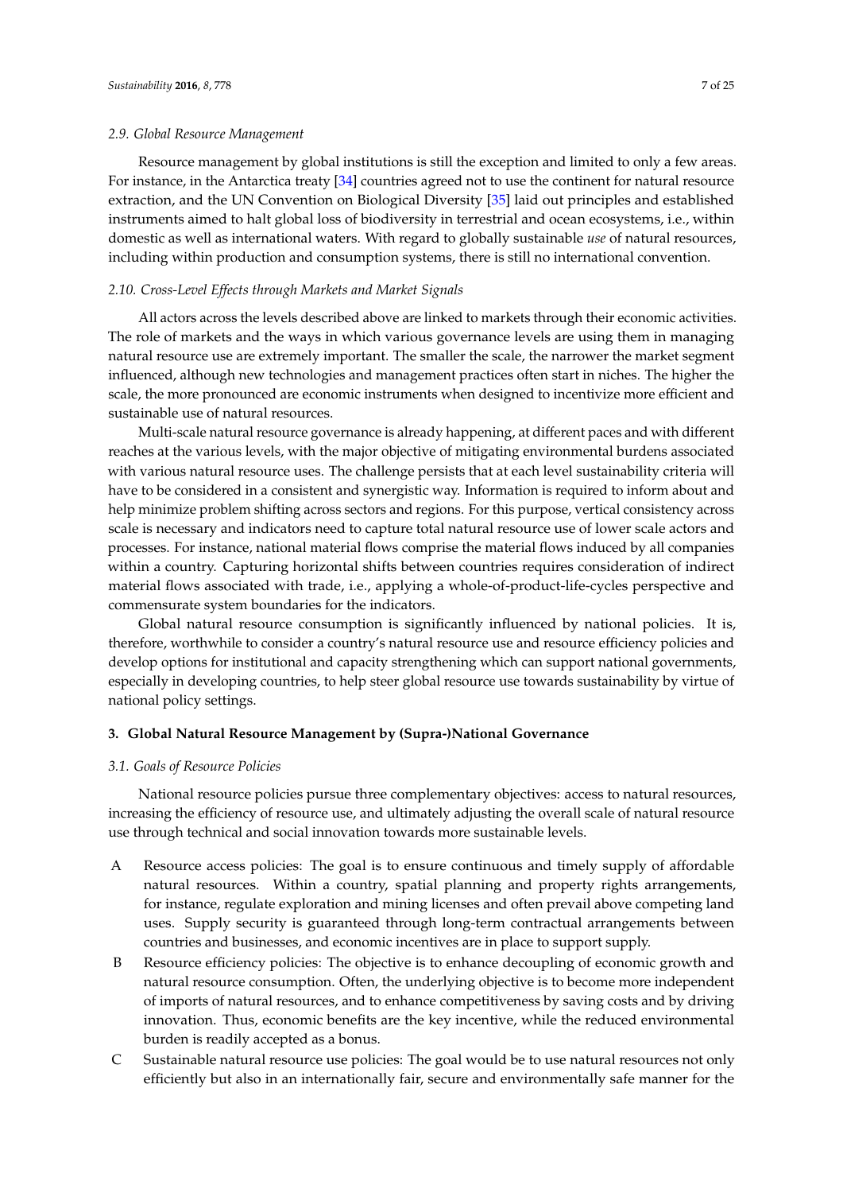### 2.9. Global Resource Management

Resource management by global institutions is still the exception and limited to only a few areas. For instance, in the Antarctica treaty [34] countries agreed not to use the continent for natural resource extraction, and the UN Convention on Biological Diversity [35] laid out principles and established instruments aimed to halt global loss of biodiversity in terrestrial and ocean ecosystems, i.e., within domestic as well as international waters. With regard to globally sustainable *use* of natural resources, including within production and consumption systems, there is still no international convention.

### 2.10. Cross-Level Effects through Markets and Market Signals

All actors across the levels described above are linked to markets through their economic activities. The role of markets and the ways in which various governance levels are using them in managing natural resource use are extremely important. The smaller the scale, the narrower the market segment influenced, although new technologies and management practices often start in niches. The higher the scale, the more pronounced are economic instruments when designed to incentivize more efficient and sustainable use of natural resources.

Multi-scale natural resource governance is already happening, at different paces and with different reaches at the various levels, with the major objective of mitigating environmental burdens associated with various natural resource uses. The challenge persists that at each level sustainability criteria will have to be considered in a consistent and synergistic way. Information is required to inform about and help minimize problem shifting across sectors and regions. For this purpose, vertical consistency across scale is necessary and indicators need to capture total natural resource use of lower scale actors and processes. For instance, national material flows comprise the material flows induced by all companies within a country. Capturing horizontal shifts between countries requires consideration of indirect material flows associated with trade, i.e., applying a whole-of-product-life-cycles perspective and commensurate system boundaries for the indicators.

Global natural resource consumption is significantly influenced by national policies. It is, therefore, worthwhile to consider a country's natural resource use and resource efficiency policies and develop options for institutional and capacity strengthening which can support national governments, especially in developing countries, to help steer global resource use towards sustainability by virtue of national policy settings.

## 3. Global Natural Resource Management by (Supra-)National Governance

### 3.1. Goals of Resource Policies

National resource policies pursue three complementary objectives: access to natural resources, increasing the efficiency of resource use, and ultimately adjusting the overall scale of natural resource use through technical and social innovation towards more sustainable levels.

A Resource access policies: The goal is to ensure continuous and timely supply of affordable natural resources. Within a country, spatial planning and property rights arrangements, for instance, regulate exploration and mining licenses and often prevail above competing land uses. Supply security is guaranteed through long-term contractual arrangements between countries and businesses, and economic incentives are in place to support supply.

B Resource efficiency policies: The objective is to enhance decoupling of economic growth and natural resource consumption. Often, the underlying objective is to become more independent of imports of natural resources, and to enhance competitiveness by saving costs and by driving innovation. Thus, economic benefits are the key incentive, while the reduced environmental burden is readily accepted as a bonus.

C Sustainable natural resource use policies: The goal would be to use natural resources not only efficiently but also in an internationally fair, secure and environmentally safe manner for the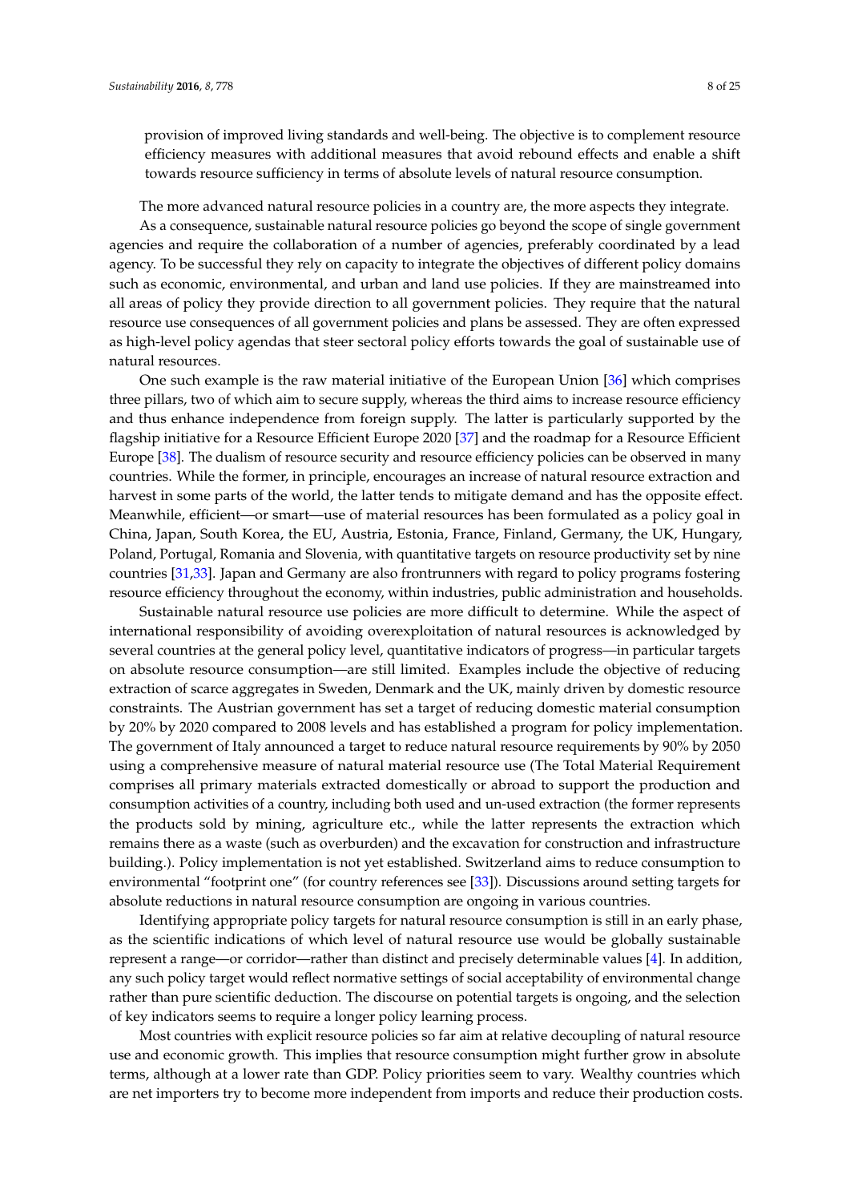provision of improved living standards and well-being. The objective is to complement resource efficiency measures with additional measures that avoid rebound effects and enable a shift towards resource sufficiency in terms of absolute levels of natural resource consumption.

The more advanced natural resource policies in a country are, the more aspects they integrate.

As a consequence, sustainable natural resource policies go beyond the scope of single government agencies and require the collaboration of a number of agencies, preferably coordinated by a lead agency. To be successful they rely on capacity to integrate the objectives of different policy domains such as economic, environmental, and urban and land use policies. If they are mainstreamed into all areas of policy they provide direction to all government policies. They require that the natural resource use consequences of all government policies and plans be assessed. They are often expressed as high-level policy agendas that steer sectoral policy efforts towards the goal of sustainable use of natural resources.

One such example is the raw material initiative of the European Union [36] which comprises three pillars, two of which aim to secure supply, whereas the third aims to increase resource efficiency and thus enhance independence from foreign supply. The latter is particularly supported by the flagship initiative for a Resource Efficient Europe 2020 [37] and the roadmap for a Resource Efficient Europe [38]. The dualism of resource security and resource efficiency policies can be observed in many countries. While the former, in principle, encourages an increase of natural resource extraction and harvest in some parts of the world, the latter tends to mitigate demand and has the opposite effect. Meanwhile, efficient—or smart—use of material resources has been formulated as a policy goal in China, Japan, South Korea, the EU, Austria, Estonia, France, Finland, Germany, the UK, Hungary, Poland, Portugal, Romania and Slovenia, with quantitative targets on resource productivity set by nine countries [31,33]. Japan and Germany are also frontrunners with regard to policy programs fostering resource efficiency throughout the economy, within industries, public administration and households.

Sustainable natural resource use policies are more difficult to determine. While the aspect of international responsibility of avoiding overexploitation of natural resources is acknowledged by several countries at the general policy level, quantitative indicators of progress—in particular targets on absolute resource consumption—are still limited. Examples include the objective of reducing extraction of scarce aggregates in Sweden, Denmark and the UK, mainly driven by domestic resource constraints. The Austrian government has set a target of reducing domestic material consumption by 20% by 2020 compared to 2008 levels and has established a program for policy implementation. The government of Italy announced a target to reduce natural resource requirements by 90% by 2050 using a comprehensive measure of natural material resource use (The Total Material Requirement comprises all primary materials extracted domestically or abroad to support the production and consumption activities of a country, including both used and un-used extraction (the former represents the products sold by mining, agriculture etc., while the latter represents the extraction which remains there as a waste (such as overburden) and the excavation for construction and infrastructure building.). Policy implementation is not yet established. Switzerland aims to reduce consumption to environmental "footprint one" (for country references see [33]). Discussions around setting targets for absolute reductions in natural resource consumption are ongoing in various countries.

Identifying appropriate policy targets for natural resource consumption is still in an early phase, as the scientific indications of which level of natural resource use would be globally sustainable represent a range—or corridor—rather than distinct and precisely determinable values [4]. In addition, any such policy target would reflect normative settings of social acceptability of environmental change rather than pure scientific deduction. The discourse on potential targets is ongoing, and the selection of key indicators seems to require a longer policy learning process.

Most countries with explicit resource policies so far aim at relative decoupling of natural resource use and economic growth. This implies that resource consumption might further grow in absolute terms, although at a lower rate than GDP. Policy priorities seem to vary. Wealthy countries which are net importers try to become more independent from imports and reduce their production costs.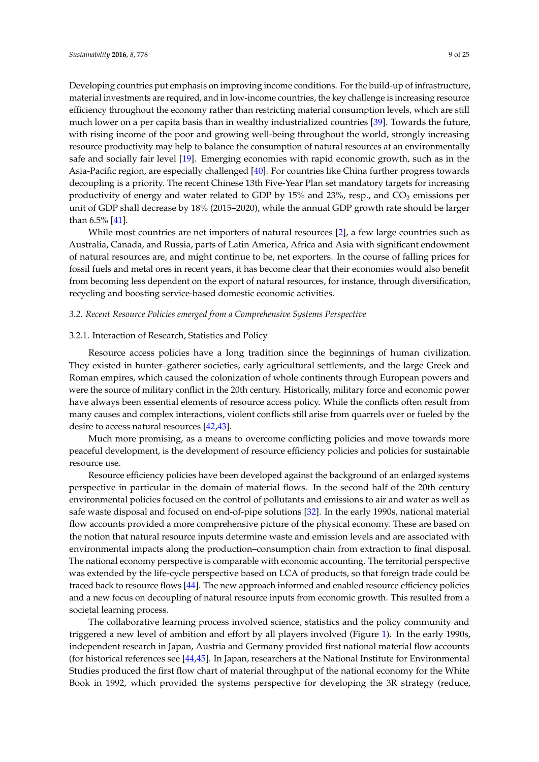Developing countries put emphasis on improving income conditions. For the build-up of infrastructure, material investments are required, and in low-income countries, the key challenge is increasing resource efficiency throughout the economy rather than restricting material consumption levels, which are still much lower on a per capita basis than in wealthy industrialized countries [39]. Towards the future, with rising income of the poor and growing well-being throughout the world, strongly increasing resource productivity may help to balance the consumption of natural resources at an environmentally safe and socially fair level [19]. Emerging economies with rapid economic growth, such as in the Asia-Pacific region, are especially challenged [40]. For countries like China further progress towards decoupling is a priority. The recent Chinese 13th Five-Year Plan set mandatory targets for increasing productivity of energy and water related to GDP by 15% and 23%, resp., and $CO_2$ emissions per unit of GDP shall decrease by 18% (2015–2020), while the annual GDP growth rate should be larger than 6.5% [41].

While most countries are net importers of natural resources [2], a few large countries such as Australia, Canada, and Russia, parts of Latin America, Africa and Asia with significant endowment of natural resources are, and might continue to be, net exporters. In the course of falling prices for fossil fuels and metal ores in recent years, it has become clear that their economies would also benefit from becoming less dependent on the export of natural resources, for instance, through diversification, recycling and boosting service-based domestic economic activities.

### *3.2. Recent Resource Policies emerged from a Comprehensive Systems Perspective*

#### 3.2.1. Interaction of Research, Statistics and Policy

Resource access policies have a long tradition since the beginnings of human civilization. They existed in hunter–gatherer societies, early agricultural settlements, and the large Greek and Roman empires, which caused the colonization of whole continents through European powers and were the source of military conflict in the 20th century. Historically, military force and economic power have always been essential elements of resource access policy. While the conflicts often result from many causes and complex interactions, violent conflicts still arise from quarrels over or fueled by the desire to access natural resources [42,43].

Much more promising, as a means to overcome conflicting policies and move towards more peaceful development, is the development of resource efficiency policies and policies for sustainable resource use.

Resource efficiency policies have been developed against the background of an enlarged systems perspective in particular in the domain of material flows. In the second half of the 20th century environmental policies focused on the control of pollutants and emissions to air and water as well as safe waste disposal and focused on end-of-pipe solutions [32]. In the early 1990s, national material flow accounts provided a more comprehensive picture of the physical economy. These are based on the notion that natural resource inputs determine waste and emission levels and are associated with environmental impacts along the production–consumption chain from extraction to final disposal. The national economy perspective is comparable with economic accounting. The territorial perspective was extended by the life-cycle perspective based on LCA of products, so that foreign trade could be traced back to resource flows [44]. The new approach informed and enabled resource efficiency policies and a new focus on decoupling of natural resource inputs from economic growth. This resulted from a societal learning process.

The collaborative learning process involved science, statistics and the policy community and triggered a new level of ambition and effort by all players involved (Figure 1). In the early 1990s, independent research in Japan, Austria and Germany provided first national material flow accounts (for historical references see [44,45]. In Japan, researchers at the National Institute for Environmental Studies produced the first flow chart of material throughput of the national economy for the White Book in 1992, which provided the systems perspective for developing the 3R strategy (reduce,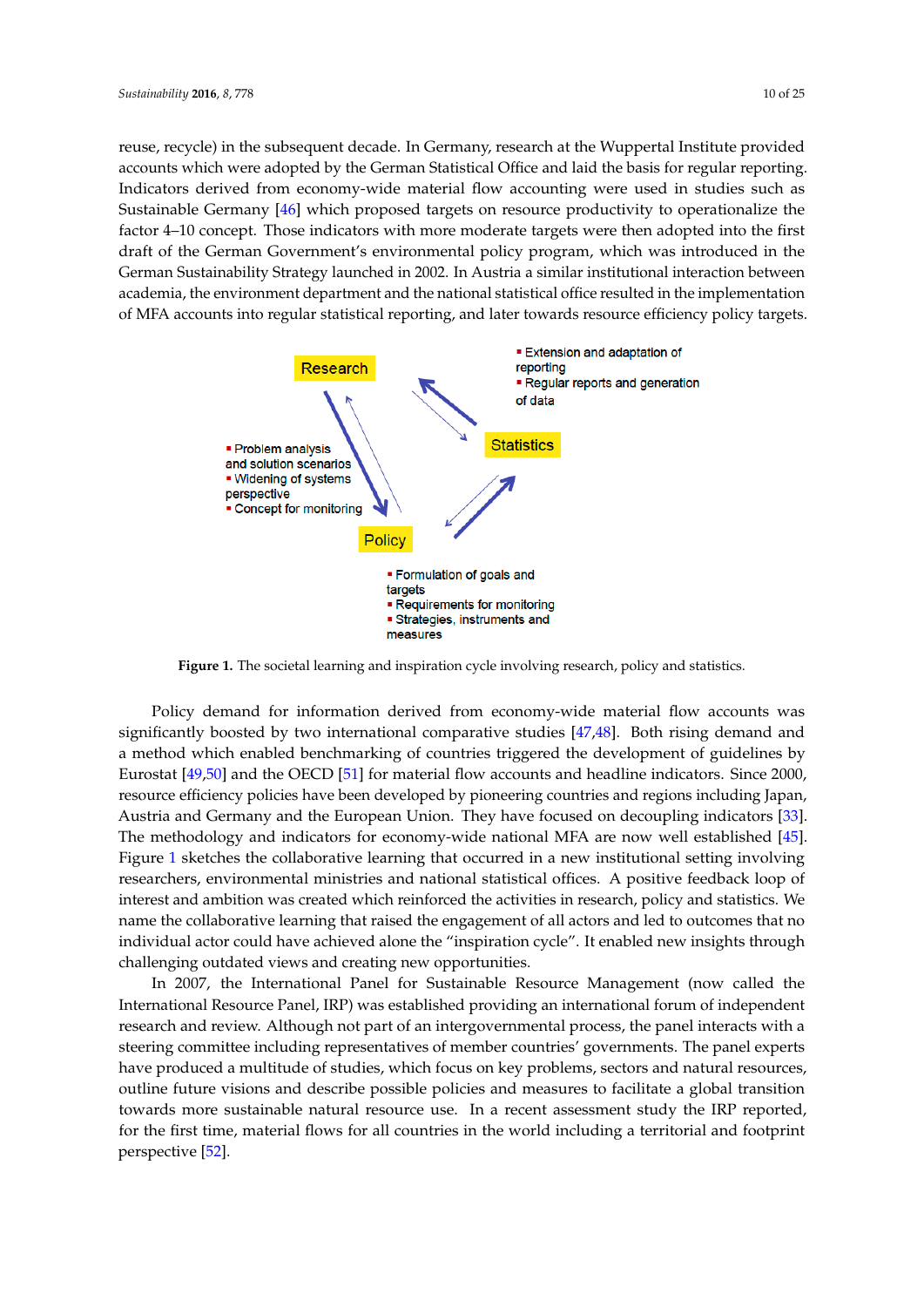reuse, recycle) in the subsequent decade. In Germany, research at the Wuppertal Institute provided accounts which were adopted by the German Statistical Office and laid the basis for regular reporting. Indicators derived from economy-wide material flow accounting were used in studies such as Sustainable Germany [46] which proposed targets on resource productivity to operationalize the factor 4–10 concept. Those indicators with more moderate targets were then adopted into the first draft of the German Government's environmental policy program, which was introduced in the German Sustainability Strategy launched in 2002. In Austria a similar institutional interaction between academia, the environment department and the national statistical office resulted in the implementation of MFA accounts into regular statistical reporting, and later towards resource efficiency policy targets.

Research

Statistics

Policy

- Extension and adaptation of reporting
- Regular reports and generation of data

- Problem analysis and solution scenarios
- Widening of systems perspective
- Concept for monitoring

- Formulation of goals and targets
- Requirements for monitoring
- Strategies, instruments and measures

**Figure 1.** The societal learning and inspiration cycle involving research, policy and statistics.

Policy demand for information derived from economy-wide material flow accounts was significantly boosted by two international comparative studies [47,48]. Both rising demand and a method which enabled benchmarking of countries triggered the development of guidelines by Eurostat [49,50] and the OECD [51] for material flow accounts and headline indicators. Since 2000, resource efficiency policies have been developed by pioneering countries and regions including Japan, Austria and Germany and the European Union. They have focused on decoupling indicators [33]. The methodology and indicators for economy-wide national MFA are now well established [45]. Figure 1 sketches the collaborative learning that occurred in a new institutional setting involving researchers, environmental ministries and national statistical offices. A positive feedback loop of interest and ambition was created which reinforced the activities in research, policy and statistics. We name the collaborative learning that raised the engagement of all actors and led to outcomes that no individual actor could have achieved alone the "inspiration cycle". It enabled new insights through challenging outdated views and creating new opportunities.

In 2007, the International Panel for Sustainable Resource Management (now called the International Resource Panel, IRP) was established providing an international forum of independent research and review. Although not part of an intergovernmental process, the panel interacts with a steering committee including representatives of member countries' governments. The panel experts have produced a multitude of studies, which focus on key problems, sectors and natural resources, outline future visions and describe possible policies and measures to facilitate a global transition towards more sustainable natural resource use. In a recent assessment study the IRP reported, for the first time, material flows for all countries in the world including a territorial and footprint perspective [52].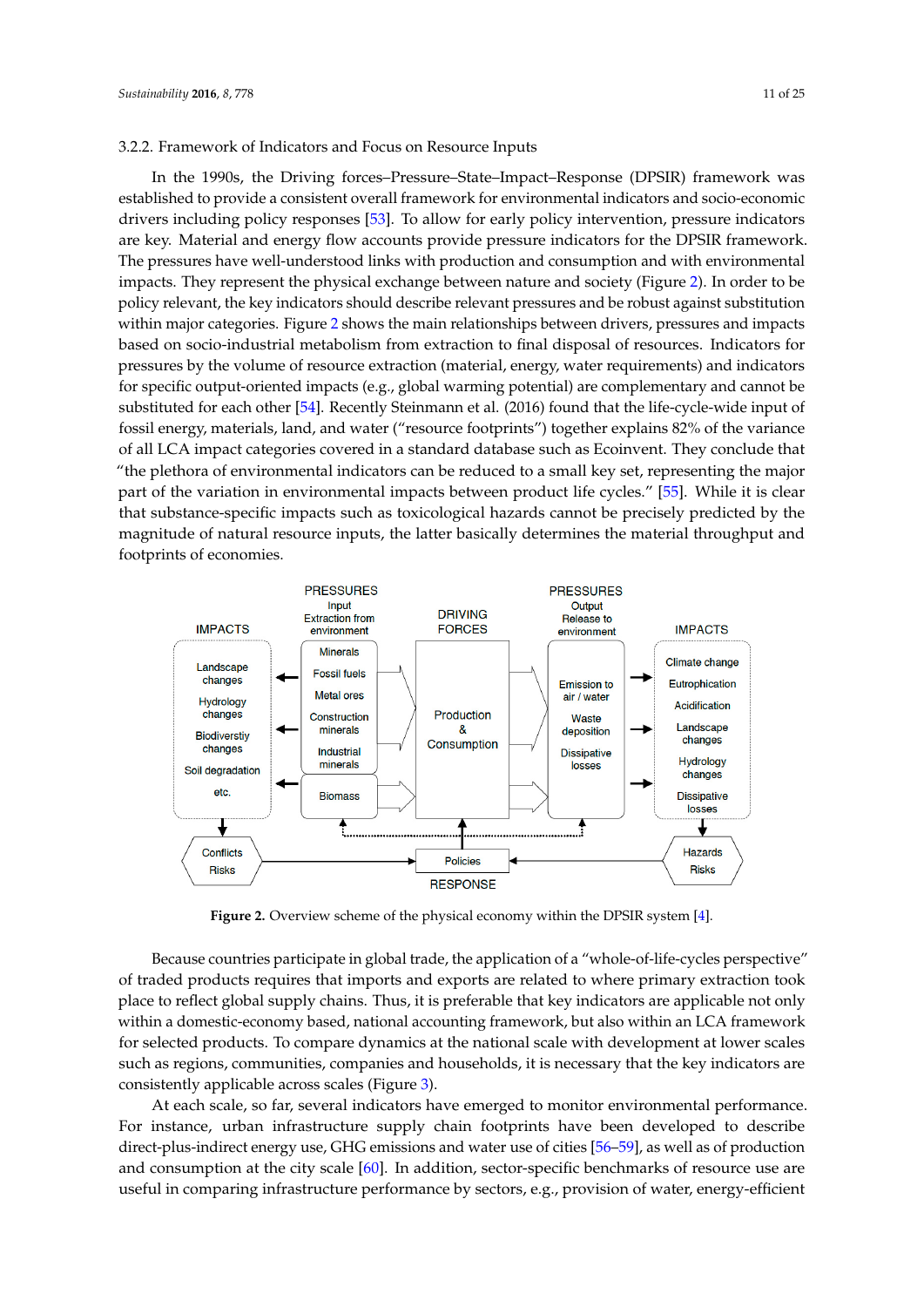### 3.2.2. Framework of Indicators and Focus on Resource Inputs

In the 1990s, the Driving forces–Pressure–State–Impact–Response (DPSIR) framework was established to provide a consistent overall framework for environmental indicators and socio-economic drivers including policy responses [53]. To allow for early policy intervention, pressure indicators are key. Material and energy flow accounts provide pressure indicators for the DPSIR framework. The pressures have well-understood links with production and consumption and with environmental impacts. They represent the physical exchange between nature and society (Figure 2). In order to be policy relevant, the key indicators should describe relevant pressures and be robust against substitution within major categories. Figure 2 shows the main relationships between drivers, pressures and impacts based on socio-industrial metabolism from extraction to final disposal of resources. Indicators for pressures by the volume of resource extraction (material, energy, water requirements) and indicators for specific output-oriented impacts (e.g., global warming potential) are complementary and cannot be substituted for each other [54]. Recently Steinmann et al. (2016) found that the life-cycle-wide input of fossil energy, materials, land, and water ("resource footprints") together explains 82% of the variance of all LCA impact categories covered in a standard database such as Ecoinvent. They conclude that "the plethora of environmental indicators can be reduced to a small key set, representing the major part of the variation in environmental impacts between product life cycles." [55]. While it is clear that substance-specific impacts such as toxicological hazards cannot be precisely predicted by the magnitude of natural resource inputs, the latter basically determines the material throughput and footprints of economies.

IMPACTS
Landscape changes
Hydrology changes
Biodiverstiy changes
Soil degradation
etc.

PRESSURES
Input
Extraction from environment
Minerals
Fossil fuels
Metal ores
Construction minerals
Industrial minerals
Biomass

DRIVING FORCES
Production & Consumption

PRESSURES
Output
Release to environment
Emission to air / water
Waste deposition
Dissipative losses

IMPACTS
Climate change
Eutrophication
Acidification
Landscape changes
Hydrology changes
Dissipative losses

Conflicts
Risks

Policies
RESPONSE

Hazards
Risks

**Figure 2.** Overview scheme of the physical economy within the DPSIR system [4].

Because countries participate in global trade, the application of a "whole-of-life-cycles perspective" of traded products requires that imports and exports are related to where primary extraction took place to reflect global supply chains. Thus, it is preferable that key indicators are applicable not only within a domestic-economy based, national accounting framework, but also within an LCA framework for selected products. To compare dynamics at the national scale with development at lower scales such as regions, communities, companies and households, it is necessary that the key indicators are consistently applicable across scales (Figure 3).

At each scale, so far, several indicators have emerged to monitor environmental performance. For instance, urban infrastructure supply chain footprints have been developed to describe direct-plus-indirect energy use, GHG emissions and water use of cities [56–59], as well as of production and consumption at the city scale [60]. In addition, sector-specific benchmarks of resource use are useful in comparing infrastructure performance by sectors, e.g., provision of water, energy-efficient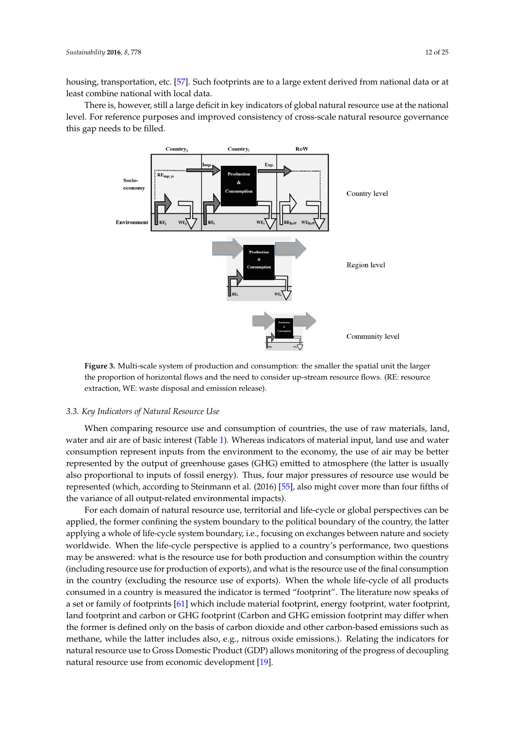housing, transportation, etc. [57]. Such footprints are to a large extent derived from national data or at least combine national with local data.

There is, however, still a large deficit in key indicators of global natural resource use at the national level. For reference purposes and improved consistency of cross-scale natural resource governance this gap needs to be filled.

Country$_j$

Country$_i$

RoW

Imp.

Exp.

RE$_{imp,j\rightarrow i}$

Production & Consumption

Socio-economy

Environment

RE$_j$

WE$_j$

RE$_i$

WE$_i$

RE$_{RoW}$

WE$_{RoW}$

Country level

Production & Consumption

RE$_i$

WE$_i$

Region level

Production & Consumption

RE$_i$

WE$_i$

Community level

**Figure 3.** Multi-scale system of production and consumption: the smaller the spatial unit the larger the proportion of horizontal flows and the need to consider up-stream resource flows. (RE: resource extraction, WE: waste disposal and emission release).

### 3.3. Key Indicators of Natural Resource Use

When comparing resource use and consumption of countries, the use of raw materials, land, water and air are of basic interest (Table 1). Whereas indicators of material input, land use and water consumption represent inputs from the environment to the economy, the use of air may be better represented by the output of greenhouse gases (GHG) emitted to atmosphere (the latter is usually also proportional to inputs of fossil energy). Thus, four major pressures of resource use would be represented (which, according to Steinmann et al. (2016) [55], also might cover more than four fifths of the variance of all output-related environmental impacts).

For each domain of natural resource use, territorial and life-cycle or global perspectives can be applied, the former confining the system boundary to the political boundary of the country, the latter applying a whole of life-cycle system boundary, i.e., focusing on exchanges between nature and society worldwide. When the life-cycle perspective is applied to a country's performance, two questions may be answered: what is the resource use for both production and consumption within the country (including resource use for production of exports), and what is the resource use of the final consumption in the country (excluding the resource use of exports). When the whole life-cycle of all products consumed in a country is measured the indicator is termed "footprint". The literature now speaks of a set or family of footprints [61] which include material footprint, energy footprint, water footprint, land footprint and carbon or GHG footprint (Carbon and GHG emission footprint may differ when the former is defined only on the basis of carbon dioxide and other carbon-based emissions such as methane, while the latter includes also, e.g., nitrous oxide emissions.). Relating the indicators for natural resource use to Gross Domestic Product (GDP) allows monitoring of the progress of decoupling natural resource use from economic development [19].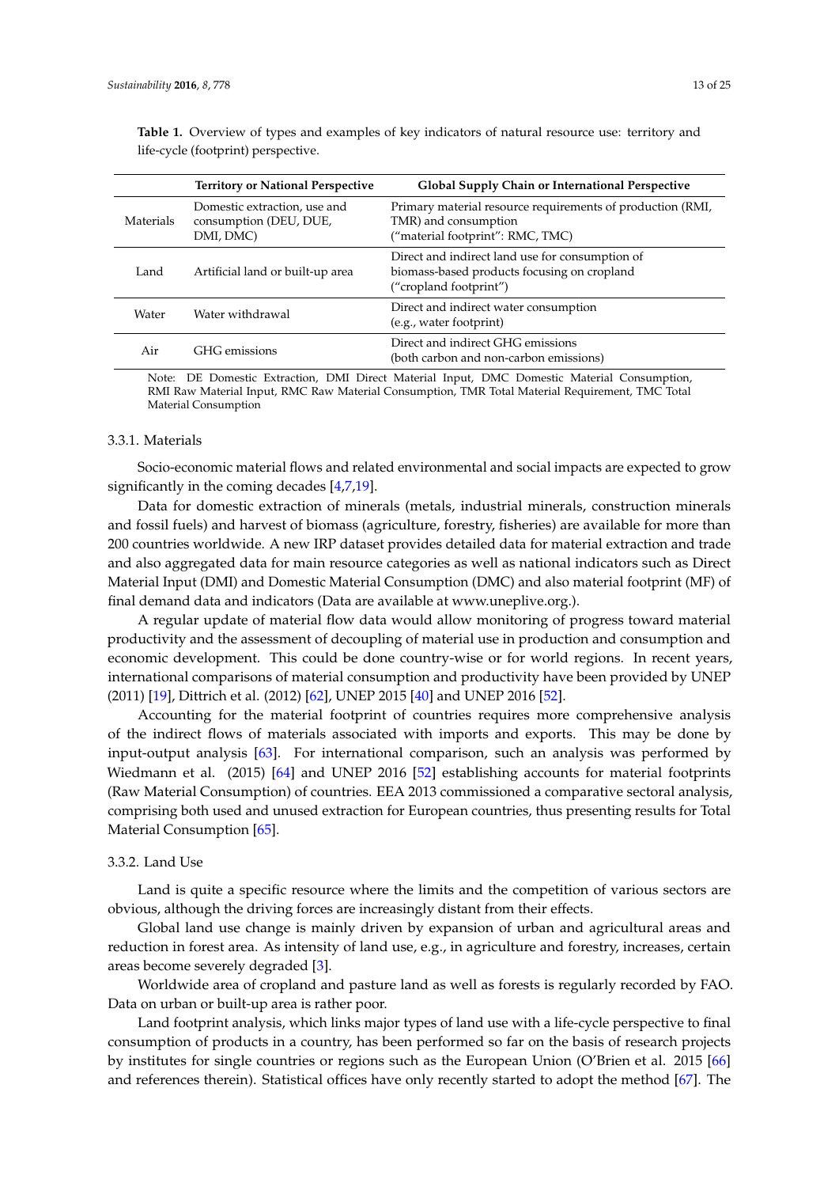**Table 1.** Overview of types and examples of key indicators of natural resource use: territory and life-cycle (footprint) perspective.

| | Territory or National Perspective | Global Supply Chain or International Perspective |
|---|---|---|
| Materials | Domestic extraction, use and consumption (DEU, DUE, DMI, DMC) | Primary material resource requirements of production (RMI, TMR) and consumption ("material footprint": RMC, TMC) |
| Land | Artificial land or built-up area | Direct and indirect land use for consumption of biomass-based products focusing on cropland ("cropland footprint") |
| Water | Water withdrawal | Direct and indirect water consumption (e.g., water footprint) |
| Air | GHG emissions | Direct and indirect GHG emissions (both carbon and non-carbon emissions) |

Note: DE Domestic Extraction, DMI Direct Material Input, DMC Domestic Material Consumption, RMI Raw Material Input, RMC Raw Material Consumption, TMR Total Material Requirement, TMC Total Material Consumption

#### 3.3.1. Materials

Socio-economic material flows and related environmental and social impacts are expected to grow significantly in the coming decades [4,7,19].

Data for domestic extraction of minerals (metals, industrial minerals, construction minerals and fossil fuels) and harvest of biomass (agriculture, forestry, fisheries) are available for more than 200 countries worldwide. A new IRP dataset provides detailed data for material extraction and trade and also aggregated data for main resource categories as well as national indicators such as Direct Material Input (DMI) and Domestic Material Consumption (DMC) and also material footprint (MF) of final demand data and indicators (Data are available at www.uneplive.org.).

A regular update of material flow data would allow monitoring of progress toward material productivity and the assessment of decoupling of material use in production and consumption and economic development. This could be done country-wise or for world regions. In recent years, international comparisons of material consumption and productivity have been provided by UNEP (2011) [19], Dittrich et al. (2012) [62], UNEP 2015 [40] and UNEP 2016 [52].

Accounting for the material footprint of countries requires more comprehensive analysis of the indirect flows of materials associated with imports and exports. This may be done by input-output analysis [63]. For international comparison, such an analysis was performed by Wiedmann et al. (2015) [64] and UNEP 2016 [52] establishing accounts for material footprints (Raw Material Consumption) of countries. EEA 2013 commissioned a comparative sectoral analysis, comprising both used and unused extraction for European countries, thus presenting results for Total Material Consumption [65].

#### 3.3.2. Land Use

Land is quite a specific resource where the limits and the competition of various sectors are obvious, although the driving forces are increasingly distant from their effects.

Global land use change is mainly driven by expansion of urban and agricultural areas and reduction in forest area. As intensity of land use, e.g., in agriculture and forestry, increases, certain areas become severely degraded [3].

Worldwide area of cropland and pasture land as well as forests is regularly recorded by FAO. Data on urban or built-up area is rather poor.

Land footprint analysis, which links major types of land use with a life-cycle perspective to final consumption of products in a country, has been performed so far on the basis of research projects by institutes for single countries or regions such as the European Union (O'Brien et al. 2015 [66] and references therein). Statistical offices have only recently started to adopt the method [67]. The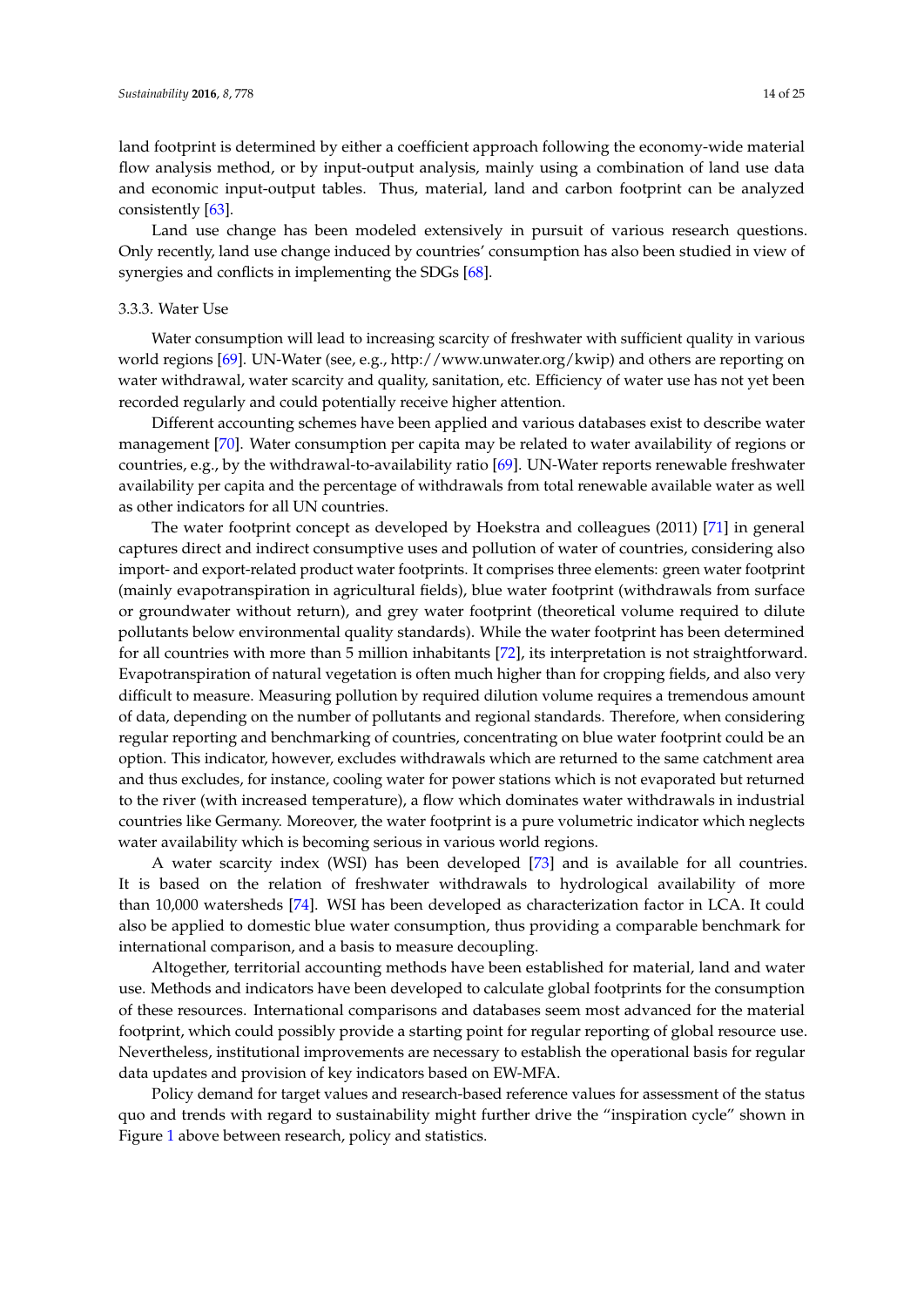land footprint is determined by either a coefficient approach following the economy-wide material flow analysis method, or by input-output analysis, mainly using a combination of land use data and economic input-output tables. Thus, material, land and carbon footprint can be analyzed consistently [63].

Land use change has been modeled extensively in pursuit of various research questions. Only recently, land use change induced by countries' consumption has also been studied in view of synergies and conflicts in implementing the SDGs [68].

### 3.3.3. Water Use

Water consumption will lead to increasing scarcity of freshwater with sufficient quality in various world regions [69]. UN-Water (see, e.g., http://www.unwater.org/kwip) and others are reporting on water withdrawal, water scarcity and quality, sanitation, etc. Efficiency of water use has not yet been recorded regularly and could potentially receive higher attention.

Different accounting schemes have been applied and various databases exist to describe water management [70]. Water consumption per capita may be related to water availability of regions or countries, e.g., by the withdrawal-to-availability ratio [69]. UN-Water reports renewable freshwater availability per capita and the percentage of withdrawals from total renewable available water as well as other indicators for all UN countries.

The water footprint concept as developed by Hoekstra and colleagues (2011) [71] in general captures direct and indirect consumptive uses and pollution of water of countries, considering also import- and export-related product water footprints. It comprises three elements: green water footprint (mainly evapotranspiration in agricultural fields), blue water footprint (withdrawals from surface or groundwater without return), and grey water footprint (theoretical volume required to dilute pollutants below environmental quality standards). While the water footprint has been determined for all countries with more than 5 million inhabitants [72], its interpretation is not straightforward. Evapotranspiration of natural vegetation is often much higher than for cropping fields, and also very difficult to measure. Measuring pollution by required dilution volume requires a tremendous amount of data, depending on the number of pollutants and regional standards. Therefore, when considering regular reporting and benchmarking of countries, concentrating on blue water footprint could be an option. This indicator, however, excludes withdrawals which are returned to the same catchment area and thus excludes, for instance, cooling water for power stations which is not evaporated but returned to the river (with increased temperature), a flow which dominates water withdrawals in industrial countries like Germany. Moreover, the water footprint is a pure volumetric indicator which neglects water availability which is becoming serious in various world regions.

A water scarcity index (WSI) has been developed [73] and is available for all countries. It is based on the relation of freshwater withdrawals to hydrological availability of more than 10,000 watersheds [74]. WSI has been developed as characterization factor in LCA. It could also be applied to domestic blue water consumption, thus providing a comparable benchmark for international comparison, and a basis to measure decoupling.

Altogether, territorial accounting methods have been established for material, land and water use. Methods and indicators have been developed to calculate global footprints for the consumption of these resources. International comparisons and databases seem most advanced for the material footprint, which could possibly provide a starting point for regular reporting of global resource use. Nevertheless, institutional improvements are necessary to establish the operational basis for regular data updates and provision of key indicators based on EW-MFA.

Policy demand for target values and research-based reference values for assessment of the status quo and trends with regard to sustainability might further drive the "inspiration cycle" shown in Figure 1 above between research, policy and statistics.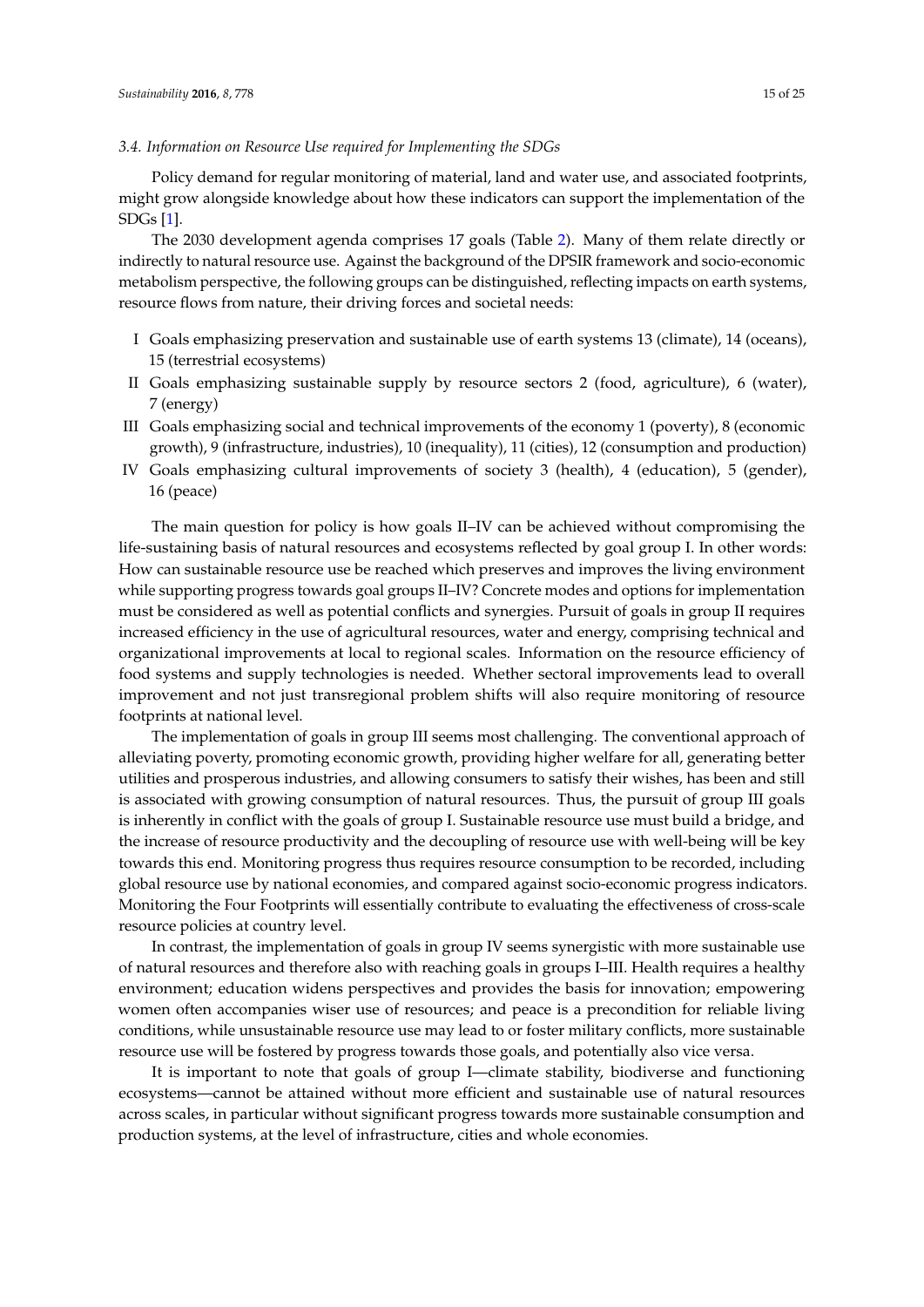### 3.4. Information on Resource Use required for Implementing the SDGs

Policy demand for regular monitoring of material, land and water use, and associated footprints, might grow alongside knowledge about how these indicators can support the implementation of the SDGs [1].

The 2030 development agenda comprises 17 goals (Table 2). Many of them relate directly or indirectly to natural resource use. Against the background of the DPSIR framework and socio-economic metabolism perspective, the following groups can be distinguished, reflecting impacts on earth systems, resource flows from nature, their driving forces and societal needs:

- I Goals emphasizing preservation and sustainable use of earth systems 13 (climate), 14 (oceans), 15 (terrestrial ecosystems)
- II Goals emphasizing sustainable supply by resource sectors 2 (food, agriculture), 6 (water), 7 (energy)
- III Goals emphasizing social and technical improvements of the economy 1 (poverty), 8 (economic growth), 9 (infrastructure, industries), 10 (inequality), 11 (cities), 12 (consumption and production)
- IV Goals emphasizing cultural improvements of society 3 (health), 4 (education), 5 (gender), 16 (peace)

The main question for policy is how goals II–IV can be achieved without compromising the life-sustaining basis of natural resources and ecosystems reflected by goal group I. In other words: How can sustainable resource use be reached which preserves and improves the living environment while supporting progress towards goal groups II–IV? Concrete modes and options for implementation must be considered as well as potential conflicts and synergies. Pursuit of goals in group II requires increased efficiency in the use of agricultural resources, water and energy, comprising technical and organizational improvements at local to regional scales. Information on the resource efficiency of food systems and supply technologies is needed. Whether sectoral improvements lead to overall improvement and not just transregional problem shifts will also require monitoring of resource footprints at national level.

The implementation of goals in group III seems most challenging. The conventional approach of alleviating poverty, promoting economic growth, providing higher welfare for all, generating better utilities and prosperous industries, and allowing consumers to satisfy their wishes, has been and still is associated with growing consumption of natural resources. Thus, the pursuit of group III goals is inherently in conflict with the goals of group I. Sustainable resource use must build a bridge, and the increase of resource productivity and the decoupling of resource use with well-being will be key towards this end. Monitoring progress thus requires resource consumption to be recorded, including global resource use by national economies, and compared against socio-economic progress indicators. Monitoring the Four Footprints will essentially contribute to evaluating the effectiveness of cross-scale resource policies at country level.

In contrast, the implementation of goals in group IV seems synergistic with more sustainable use of natural resources and therefore also with reaching goals in groups I–III. Health requires a healthy environment; education widens perspectives and provides the basis for innovation; empowering women often accompanies wiser use of resources; and peace is a precondition for reliable living conditions, while unsustainable resource use may lead to or foster military conflicts, more sustainable resource use will be fostered by progress towards those goals, and potentially also vice versa.

It is important to note that goals of group I—climate stability, biodiverse and functioning ecosystems—cannot be attained without more efficient and sustainable use of natural resources across scales, in particular without significant progress towards more sustainable consumption and production systems, at the level of infrastructure, cities and whole economies.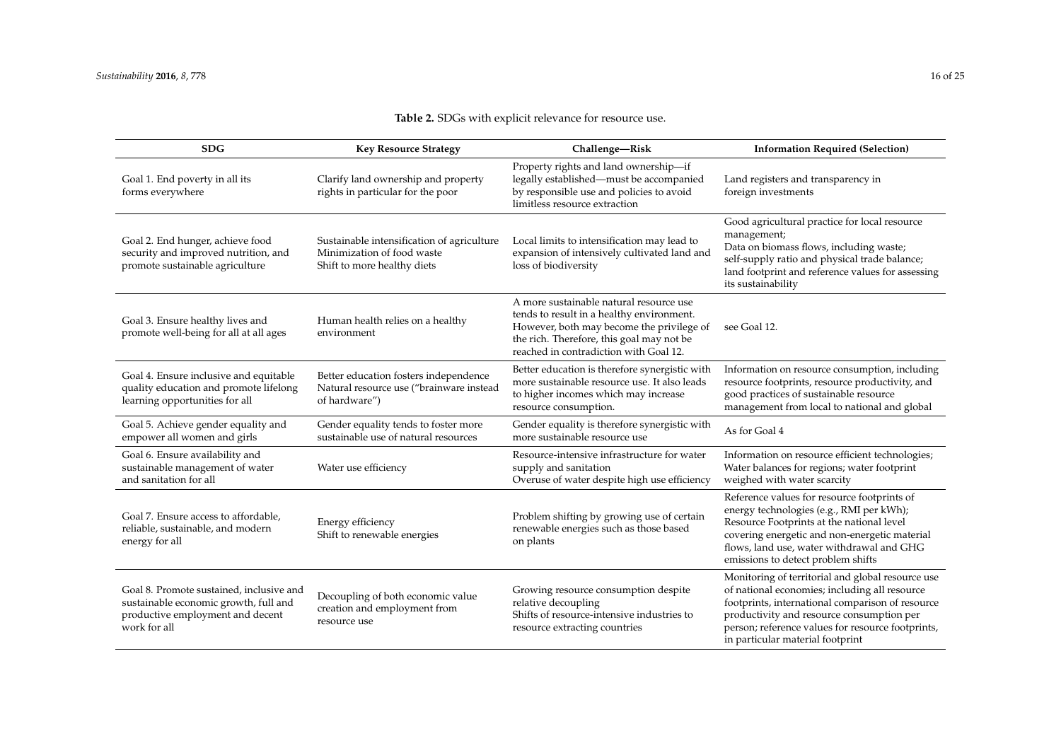**Table 2.** SDGs with explicit relevance for resource use.

| SDG | Key Resource Strategy | Challenge—Risk | Information Required (Selection) |
|---|---|---|---|
| Goal 1. End poverty in all its forms everywhere | Clarify land ownership and property rights in particular for the poor | Property rights and land ownership—if legally established—must be accompanied by responsible use and policies to avoid limitless resource extraction | Land registers and transparency in foreign investments |
| Goal 2. End hunger, achieve food security and improved nutrition, and promote sustainable agriculture | Sustainable intensification of agriculture<br>Minimization of food waste<br>Shift to more healthy diets | Local limits to intensification may lead to expansion of intensively cultivated land and loss of biodiversity | Good agricultural practice for local resource management;<br>Data on biomass flows, including waste;<br>self-supply ratio and physical trade balance;<br>land footprint and reference values for assessing its sustainability |
| Goal 3. Ensure healthy lives and promote well-being for all at all ages | Human health relies on a healthy environment | A more sustainable natural resource use tends to result in a healthy environment. However, both may become the privilege of the rich. Therefore, this goal may not be reached in contradiction with Goal 12. | see Goal 12. |
| Goal 4. Ensure inclusive and equitable quality education and promote lifelong learning opportunities for all | Better education fosters independence<br>Natural resource use ("brainware instead of hardware") | Better education is therefore synergistic with more sustainable resource use. It also leads to higher incomes which may increase resource consumption. | Information on resource consumption, including resource footprints, resource productivity, and good practices of sustainable resource management from local to national and global |
| Goal 5. Achieve gender equality and empower all women and girls | Gender equality tends to foster more sustainable use of natural resources | Gender equality is therefore synergistic with more sustainable resource use | As for Goal 4 |
| Goal 6. Ensure availability and sustainable management of water and sanitation for all | Water use efficiency | Resource-intensive infrastructure for water supply and sanitation<br>Overuse of water despite high use efficiency | Information on resource efficient technologies;<br>Water balances for regions; water footprint weighed with water scarcity |
| Goal 7. Ensure access to affordable, reliable, sustainable, and modern energy for all | Energy efficiency<br>Shift to renewable energies | Problem shifting by growing use of certain renewable energies such as those based on plants | Reference values for resource footprints of energy technologies (e.g., RMI per kWh);<br>Resource Footprints at the national level covering energetic and non-energetic material flows, land use, water withdrawal and GHG emissions to detect problem shifts |
| Goal 8. Promote sustained, inclusive and sustainable economic growth, full and productive employment and decent work for all | Decoupling of both economic value creation and employment from resource use | Growing resource consumption despite relative decoupling<br>Shifts of resource-intensive industries to resource extracting countries | Monitoring of territorial and global resource use of national economies; including all resource footprints, international comparison of resource productivity and resource consumption per person; reference values for resource footprints, in particular material footprint |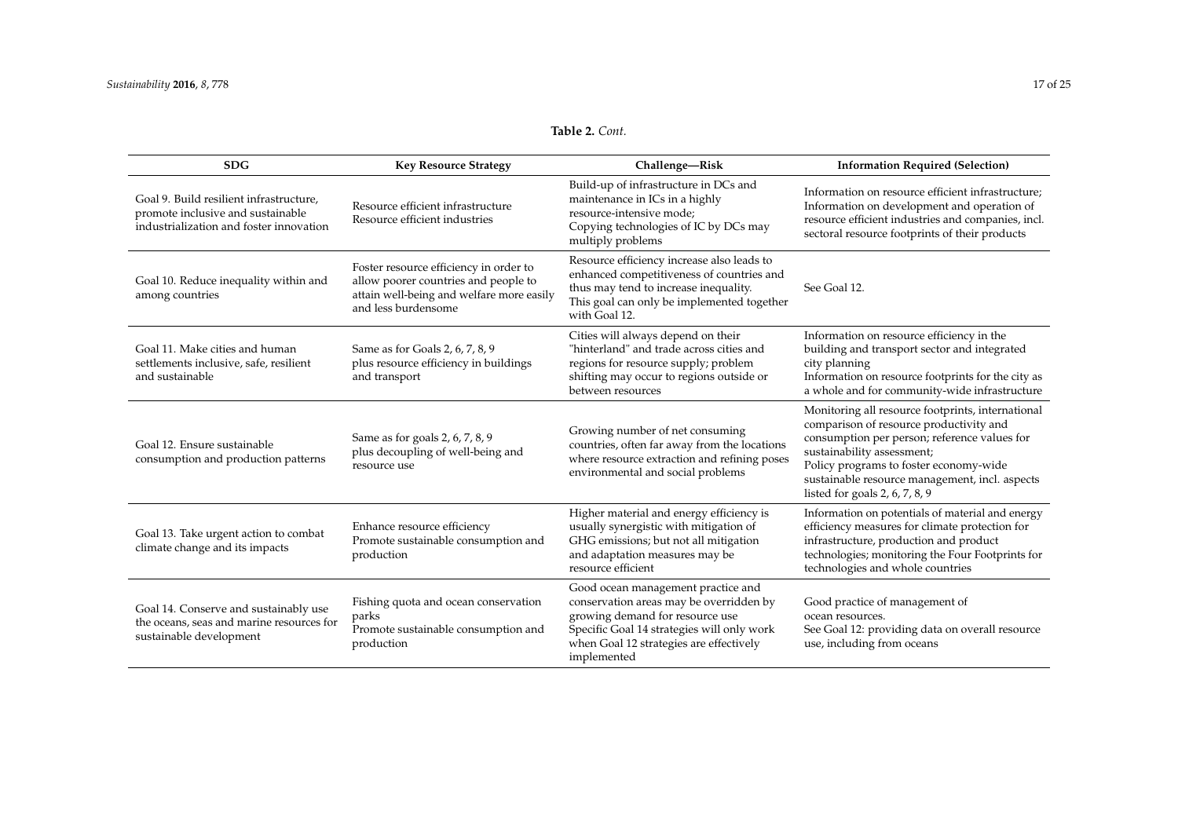**Table 2.** *Cont.*

| SDG | Key Resource Strategy | Challenge—Risk | Information Required (Selection) |
|---|---|---|---|
| Goal 9. Build resilient infrastructure, promote inclusive and sustainable industrialization and foster innovation | Resource efficient infrastructure<br>Resource efficient industries | Build-up of infrastructure in DCs and maintenance in ICs in a highly resource-intensive mode;<br>Copying technologies of IC by DCs may multiply problems | Information on resource efficient infrastructure; Information on development and operation of resource efficient industries and companies, incl. sectoral resource footprints of their products |
| Goal 10. Reduce inequality within and among countries | Foster resource efficiency in order to allow poorer countries and people to attain well-being and welfare more easily and less burdensome | Resource efficiency increase also leads to enhanced competitiveness of countries and thus may tend to increase inequality.<br>This goal can only be implemented together with Goal 12. | See Goal 12. |
| Goal 11. Make cities and human settlements inclusive, safe, resilient and sustainable | Same as for Goals 2, 6, 7, 8, 9 plus resource efficiency in buildings and transport | Cities will always depend on their "hinterland" and trade across cities and regions for resource supply; problem shifting may occur to regions outside or between resources | Information on resource efficiency in the building and transport sector and integrated city planning<br>Information on resource footprints for the city as a whole and for community-wide infrastructure |
| Goal 12. Ensure sustainable consumption and production patterns | Same as for goals 2, 6, 7, 8, 9 plus decoupling of well-being and resource use | Growing number of net consuming countries, often far away from the locations where resource extraction and refining poses environmental and social problems | Monitoring all resource footprints, international comparison of resource productivity and consumption per person; reference values for sustainability assessment;<br>Policy programs to foster economy-wide sustainable resource management, incl. aspects listed for goals 2, 6, 7, 8, 9 |
| Goal 13. Take urgent action to combat climate change and its impacts | Enhance resource efficiency<br>Promote sustainable consumption and production | Higher material and energy efficiency is usually synergistic with mitigation of GHG emissions; but not all mitigation and adaptation measures may be resource efficient | Information on potentials of material and energy efficiency measures for climate protection for infrastructure, production and product technologies; monitoring the Four Footprints for technologies and whole countries |
| Goal 14. Conserve and sustainably use the oceans, seas and marine resources for sustainable development | Fishing quota and ocean conservation parks<br>Promote sustainable consumption and production | Good ocean management practice and conservation areas may be overridden by growing demand for resource use<br>Specific Goal 14 strategies will only work when Goal 12 strategies are effectively implemented | Good practice of management of ocean resources.<br>See Goal 12: providing data on overall resource use, including from oceans |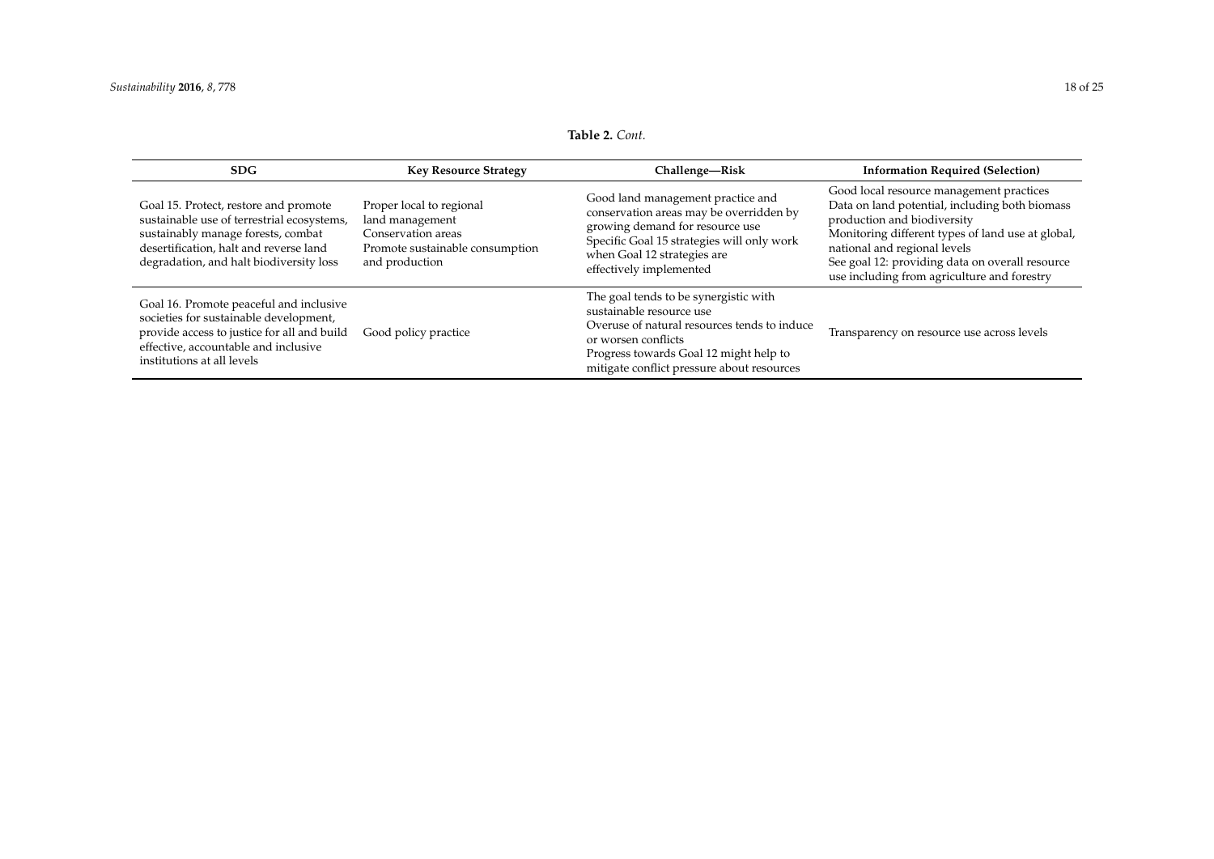**Table 2.** *Cont.*

| SDG | Key Resource Strategy | Challenge—Risk | Information Required (Selection) |
| --- | --- | --- | --- |
| Goal 15. Protect, restore and promote sustainable use of terrestrial ecosystems, sustainably manage forests, combat desertification, halt and reverse land degradation, and halt biodiversity loss | Proper local to regional land management<br>Conservation areas<br>Promote sustainable consumption and production | Good land management practice and conservation areas may be overridden by growing demand for resource use<br>Specific Goal 15 strategies will only work when Goal 12 strategies are effectively implemented | Good local resource management practices<br>Data on land potential, including both biomass production and biodiversity<br>Monitoring different types of land use at global, national and regional levels<br>See goal 12: providing data on overall resource use including from agriculture and forestry |
| Goal 16. Promote peaceful and inclusive societies for sustainable development, provide access to justice for all and build effective, accountable and inclusive institutions at all levels | Good policy practice | The goal tends to be synergistic with sustainable resource use<br>Overuse of natural resources tends to induce or worsen conflicts<br>Progress towards Goal 12 might help to mitigate conflict pressure about resources | Transparency on resource use across levels |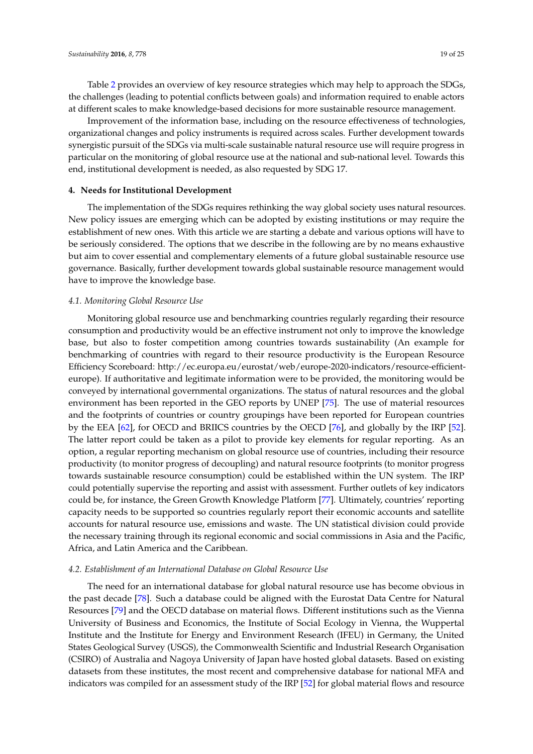Table 2 provides an overview of key resource strategies which may help to approach the SDGs, the challenges (leading to potential conflicts between goals) and information required to enable actors at different scales to make knowledge-based decisions for more sustainable resource management.

Improvement of the information base, including on the resource effectiveness of technologies, organizational changes and policy instruments is required across scales. Further development towards synergistic pursuit of the SDGs via multi-scale sustainable natural resource use will require progress in particular on the monitoring of global resource use at the national and sub-national level. Towards this end, institutional development is needed, as also requested by SDG 17.

## 4. Needs for Institutional Development

The implementation of the SDGs requires rethinking the way global society uses natural resources. New policy issues are emerging which can be adopted by existing institutions or may require the establishment of new ones. With this article we are starting a debate and various options will have to be seriously considered. The options that we describe in the following are by no means exhaustive but aim to cover essential and complementary elements of a future global sustainable resource use governance. Basically, further development towards global sustainable resource management would have to improve the knowledge base.

### 4.1. Monitoring Global Resource Use

Monitoring global resource use and benchmarking countries regularly regarding their resource consumption and productivity would be an effective instrument not only to improve the knowledge base, but also to foster competition among countries towards sustainability (An example for benchmarking of countries with regard to their resource productivity is the European Resource Efficiency Scoreboard: http://ec.europa.eu/eurostat/web/europe-2020-indicators/resource-efficient-europe). If authoritative and legitimate information were to be provided, the monitoring would be conveyed by international governmental organizations. The status of natural resources and the global environment has been reported in the GEO reports by UNEP [75]. The use of material resources and the footprints of countries or country groupings have been reported for European countries by the EEA [62], for OECD and BRIICS countries by the OECD [76], and globally by the IRP [52]. The latter report could be taken as a pilot to provide key elements for regular reporting. As an option, a regular reporting mechanism on global resource use of countries, including their resource productivity (to monitor progress of decoupling) and natural resource footprints (to monitor progress towards sustainable resource consumption) could be established within the UN system. The IRP could potentially supervise the reporting and assist with assessment. Further outlets of key indicators could be, for instance, the Green Growth Knowledge Platform [77]. Ultimately, countries' reporting capacity needs to be supported so countries regularly report their economic accounts and satellite accounts for natural resource use, emissions and waste. The UN statistical division could provide the necessary training through its regional economic and social commissions in Asia and the Pacific, Africa, and Latin America and the Caribbean.

### 4.2. Establishment of an International Database on Global Resource Use

The need for an international database for global natural resource use has become obvious in the past decade [78]. Such a database could be aligned with the Eurostat Data Centre for Natural Resources [79] and the OECD database on material flows. Different institutions such as the Vienna University of Business and Economics, the Institute of Social Ecology in Vienna, the Wuppertal Institute and the Institute for Energy and Environment Research (IFEU) in Germany, the United States Geological Survey (USGS), the Commonwealth Scientific and Industrial Research Organisation (CSIRO) of Australia and Nagoya University of Japan have hosted global datasets. Based on existing datasets from these institutes, the most recent and comprehensive database for national MFA and indicators was compiled for an assessment study of the IRP [52] for global material flows and resource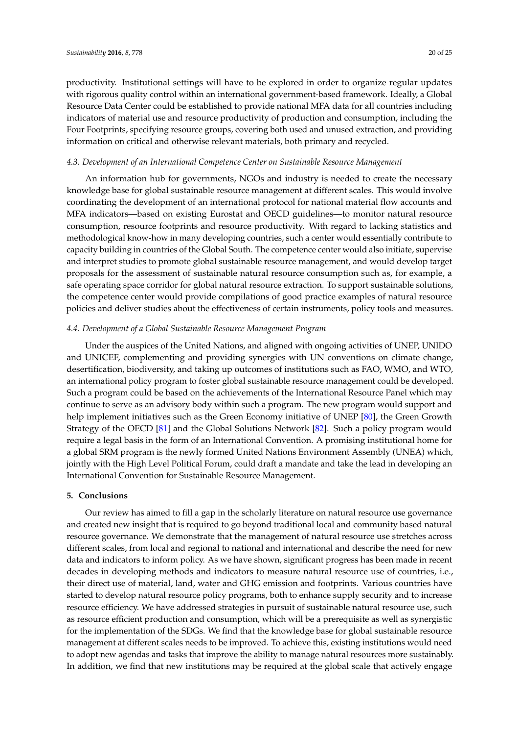productivity. Institutional settings will have to be explored in order to organize regular updates with rigorous quality control within an international government-based framework. Ideally, a Global Resource Data Center could be established to provide national MFA data for all countries including indicators of material use and resource productivity of production and consumption, including the Four Footprints, specifying resource groups, covering both used and unused extraction, and providing information on critical and otherwise relevant materials, both primary and recycled.

### 4.3. Development of an International Competence Center on Sustainable Resource Management

An information hub for governments, NGOs and industry is needed to create the necessary knowledge base for global sustainable resource management at different scales. This would involve coordinating the development of an international protocol for national material flow accounts and MFA indicators—based on existing Eurostat and OECD guidelines—to monitor natural resource consumption, resource footprints and resource productivity. With regard to lacking statistics and methodological know-how in many developing countries, such a center would essentially contribute to capacity building in countries of the Global South. The competence center would also initiate, supervise and interpret studies to promote global sustainable resource management, and would develop target proposals for the assessment of sustainable natural resource consumption such as, for example, a safe operating space corridor for global natural resource extraction. To support sustainable solutions, the competence center would provide compilations of good practice examples of natural resource policies and deliver studies about the effectiveness of certain instruments, policy tools and measures.

### 4.4. Development of a Global Sustainable Resource Management Program

Under the auspices of the United Nations, and aligned with ongoing activities of UNEP, UNIDO and UNICEF, complementing and providing synergies with UN conventions on climate change, desertification, biodiversity, and taking up outcomes of institutions such as FAO, WMO, and WTO, an international policy program to foster global sustainable resource management could be developed. Such a program could be based on the achievements of the International Resource Panel which may continue to serve as an advisory body within such a program. The new program would support and help implement initiatives such as the Green Economy initiative of UNEP [80], the Green Growth Strategy of the OECD [81] and the Global Solutions Network [82]. Such a policy program would require a legal basis in the form of an International Convention. A promising institutional home for a global SRM program is the newly formed United Nations Environment Assembly (UNEA) which, jointly with the High Level Political Forum, could draft a mandate and take the lead in developing an International Convention for Sustainable Resource Management.

## 5. Conclusions

Our review has aimed to fill a gap in the scholarly literature on natural resource use governance and created new insight that is required to go beyond traditional local and community based natural resource governance. We demonstrate that the management of natural resource use stretches across different scales, from local and regional to national and international and describe the need for new data and indicators to inform policy. As we have shown, significant progress has been made in recent decades in developing methods and indicators to measure natural resource use of countries, i.e., their direct use of material, land, water and GHG emission and footprints. Various countries have started to develop natural resource policy programs, both to enhance supply security and to increase resource efficiency. We have addressed strategies in pursuit of sustainable natural resource use, such as resource efficient production and consumption, which will be a prerequisite as well as synergistic for the implementation of the SDGs. We find that the knowledge base for global sustainable resource management at different scales needs to be improved. To achieve this, existing institutions would need to adopt new agendas and tasks that improve the ability to manage natural resources more sustainably. In addition, we find that new institutions may be required at the global scale that actively engage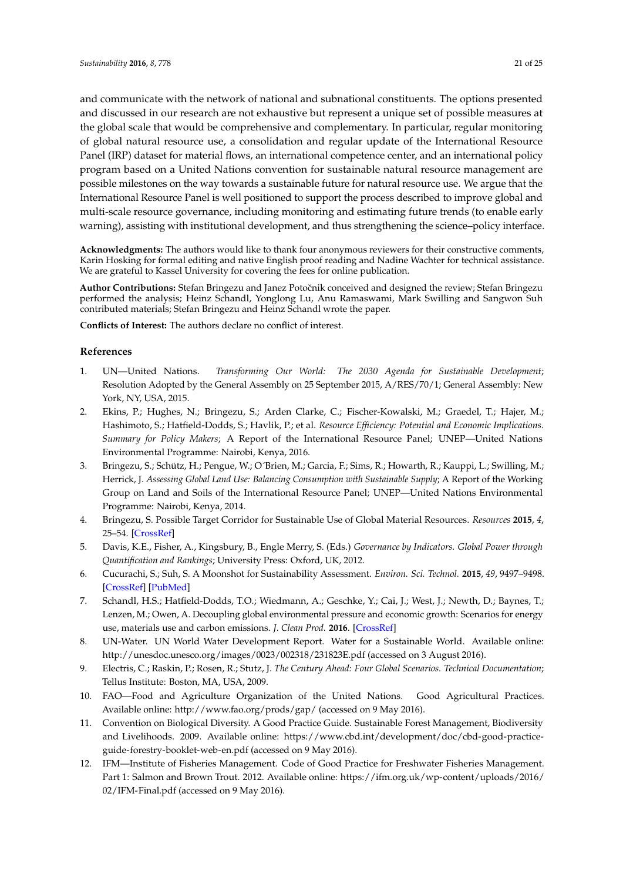and communicate with the network of national and subnational constituents. The options presented and discussed in our research are not exhaustive but represent a unique set of possible measures at the global scale that would be comprehensive and complementary. In particular, regular monitoring of global natural resource use, a consolidation and regular update of the International Resource Panel (IRP) dataset for material flows, an international competence center, and an international policy program based on a United Nations convention for sustainable natural resource management are possible milestones on the way towards a sustainable future for natural resource use. We argue that the International Resource Panel is well positioned to support the process described to improve global and multi-scale resource governance, including monitoring and estimating future trends (to enable early warning), assisting with institutional development, and thus strengthening the science–policy interface.

**Acknowledgments:** The authors would like to thank four anonymous reviewers for their constructive comments, Karin Hosking for formal editing and native English proof reading and Nadine Wachter for technical assistance. We are grateful to Kassel University for covering the fees for online publication.

**Author Contributions:** Stefan Bringezu and Janez Potočnik conceived and designed the review; Stefan Bringezu performed the analysis; Heinz Schandl, Yonglong Lu, Anu Ramaswami, Mark Swilling and Sangwon Suh contributed materials; Stefan Bringezu and Heinz Schandl wrote the paper.

**Conflicts of Interest:** The authors declare no conflict of interest.

## References

1. UN—United Nations. *Transforming Our World: The 2030 Agenda for Sustainable Development*; Resolution Adopted by the General Assembly on 25 September 2015, A/RES/70/1; General Assembly: New York, NY, USA, 2015.
2. Ekins, P.; Hughes, N.; Bringezu, S.; Arden Clarke, C.; Fischer-Kowalski, M.; Graedel, T.; Hajer, M.; Hashimoto, S.; Hatfield-Dodds, S.; Havlik, P.; et al. *Resource Efficiency: Potential and Economic Implications. Summary for Policy Makers*; A Report of the International Resource Panel; UNEP—United Nations Environmental Programme: Nairobi, Kenya, 2016.
3. Bringezu, S.; Schütz, H.; Pengue, W.; O´Brien, M.; Garcia, F.; Sims, R.; Howarth, R.; Kauppi, L.; Swilling, M.; Herrick, J. *Assessing Global Land Use: Balancing Consumption with Sustainable Supply*; A Report of the Working Group on Land and Soils of the International Resource Panel; UNEP—United Nations Environmental Programme: Nairobi, Kenya, 2014.
4. Bringezu, S. Possible Target Corridor for Sustainable Use of Global Material Resources. *Resources* **2015**, *4*, 25–54. [CrossRef]
5. Davis, K.E., Fisher, A., Kingsbury, B., Engle Merry, S. (Eds.) *Governance by Indicators. Global Power through Quantification and Rankings*; University Press: Oxford, UK, 2012.
6. Cucurachi, S.; Suh, S. A Moonshot for Sustainability Assessment. *Environ. Sci. Technol.* **2015**, *49*, 9497–9498. [CrossRef] [PubMed]
7. Schandl, H.S.; Hatfield-Dodds, T.O.; Wiedmann, A.; Geschke, Y.; Cai, J.; West, J.; Newth, D.; Baynes, T.; Lenzen, M.; Owen, A. Decoupling global environmental pressure and economic growth: Scenarios for energy use, materials use and carbon emissions. *J. Clean Prod.* **2016**. [CrossRef]
8. UN-Water. UN World Water Development Report. Water for a Sustainable World. Available online: http://unesdoc.unesco.org/images/0023/002318/231823E.pdf (accessed on 3 August 2016).
9. Electris, C.; Raskin, P.; Rosen, R.; Stutz, J. *The Century Ahead: Four Global Scenarios. Technical Documentation*; Tellus Institute: Boston, MA, USA, 2009.
10. FAO—Food and Agriculture Organization of the United Nations. Good Agricultural Practices. Available online: http://www.fao.org/prods/gap/ (accessed on 9 May 2016).
11. Convention on Biological Diversity. A Good Practice Guide. Sustainable Forest Management, Biodiversity and Livelihoods. 2009. Available online: https://www.cbd.int/development/doc/cbd-good-practice-guide-forestry-booklet-web-en.pdf (accessed on 9 May 2016).
12. IFM—Institute of Fisheries Management. Code of Good Practice for Freshwater Fisheries Management. Part 1: Salmon and Brown Trout. 2012. Available online: https://ifm.org.uk/wp-content/uploads/2016/02/IFM-Final.pdf (accessed on 9 May 2016).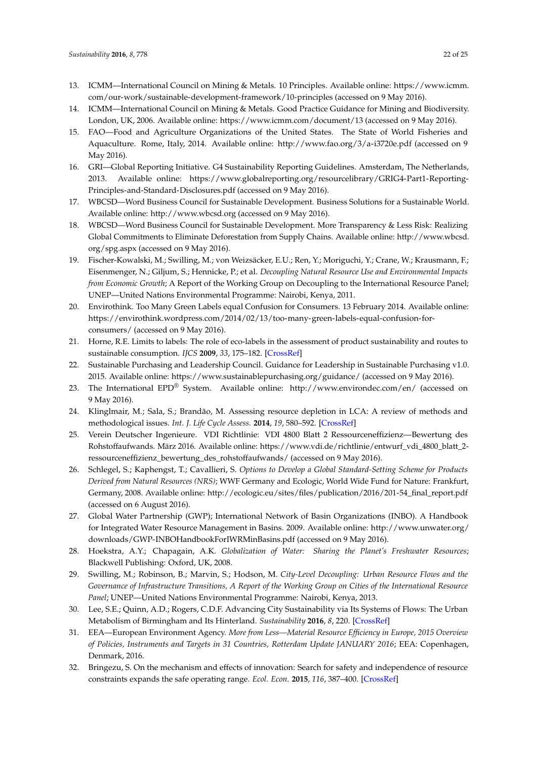13. ICMM—International Council on Mining & Metals. 10 Principles. Available online: https://www.icmm.com/our-work/sustainable-development-framework/10-principles (accessed on 9 May 2016).
14. ICMM—International Council on Mining & Metals. Good Practice Guidance for Mining and Biodiversity. London, UK, 2006. Available online: https://www.icmm.com/document/13 (accessed on 9 May 2016).
15. FAO—Food and Agriculture Organizations of the United States. The State of World Fisheries and Aquaculture. Rome, Italy, 2014. Available online: http://www.fao.org/3/a-i3720e.pdf (accessed on 9 May 2016).
16. GRI—Global Reporting Initiative. G4 Sustainability Reporting Guidelines. Amsterdam, The Netherlands, 2013. Available online: https://www.globalreporting.org/resourcelibrary/GRIG4-Part1-Reporting-Principles-and-Standard-Disclosures.pdf (accessed on 9 May 2016).
17. WBCSD—Word Business Council for Sustainable Development. Business Solutions for a Sustainable World. Available online: http://www.wbcsd.org (accessed on 9 May 2016).
18. WBCSD—Word Business Council for Sustainable Development. More Transparency & Less Risk: Realizing Global Commitments to Eliminate Deforestation from Supply Chains. Available online: http://www.wbcsd.org/spg.aspx (accessed on 9 May 2016).
19. Fischer-Kowalski, M.; Swilling, M.; von Weizsäcker, E.U.; Ren, Y.; Moriguchi, Y.; Crane, W.; Krausmann, F.; Eisenmenger, N.; Giljum, S.; Hennicke, P.; et al. *Decoupling Natural Resource Use and Environmental Impacts from Economic Growth*; A Report of the Working Group on Decoupling to the International Resource Panel; UNEP—United Nations Environmental Programme: Nairobi, Kenya, 2011.
20. Envirothink. Too Many Green Labels equal Confusion for Consumers. 13 February 2014. Available online: https://envirothink.wordpress.com/2014/02/13/too-many-green-labels-equal-confusion-for-consumers/ (accessed on 9 May 2016).
21. Horne, R.E. Limits to labels: The role of eco-labels in the assessment of product sustainability and routes to sustainable consumption. *IJCS* **2009**, *33*, 175–182. [CrossRef]
22. Sustainable Purchasing and Leadership Council. Guidance for Leadership in Sustainable Purchasing v1.0. 2015. Available online: https://www.sustainablepurchasing.org/guidance/ (accessed on 9 May 2016).
23. The International EPD® System. Available online: http://www.environdec.com/en/ (accessed on 9 May 2016).
24. Klinglmair, M.; Sala, S.; Brandão, M. Assessing resource depletion in LCA: A review of methods and methodological issues. *Int. J. Life Cycle Assess.* **2014**, *19*, 580–592. [CrossRef]
25. Verein Deutscher Ingenieure. VDI Richtlinie: VDI 4800 Blatt 2 Ressourceneffizienz—Bewertung des Rohstoffaufwands. März 2016. Available online: https://www.vdi.de/richtlinie/entwurf_vdi_4800_blatt_2-ressourceneffizienz_bewertung_des_rohstoffaufwands/ (accessed on 9 May 2016).
26. Schlegel, S.; Kaphengst, T.; Cavallieri, S. *Options to Develop a Global Standard-Setting Scheme for Products Derived from Natural Resources (NRS)*; WWF Germany and Ecologic, World Wide Fund for Nature: Frankfurt, Germany, 2008. Available online: http://ecologic.eu/sites/files/publication/2016/201-54_final_report.pdf (accessed on 6 August 2016).
27. Global Water Partnership (GWP); International Network of Basin Organizations (INBO). A Handbook for Integrated Water Resource Management in Basins. 2009. Available online: http://www.unwater.org/downloads/GWP-INBOHandbookForIWRMinBasins.pdf (accessed on 9 May 2016).
28. Hoekstra, A.Y.; Chapagain, A.K. *Globalization of Water: Sharing the Planet's Freshwater Resources*; Blackwell Publishing: Oxford, UK, 2008.
29. Swilling, M.; Robinson, B.; Marvin, S.; Hodson, M. *City-Level Decoupling: Urban Resource Flows and the Governance of Infrastructure Transitions, A Report of the Working Group on Cities of the International Resource Panel*; UNEP—United Nations Environmental Programme: Nairobi, Kenya, 2013.
30. Lee, S.E.; Quinn, A.D.; Rogers, C.D.F. Advancing City Sustainability via Its Systems of Flows: The Urban Metabolism of Birmingham and Its Hinterland. *Sustainability* **2016**, *8*, 220. [CrossRef]
31. EEA—European Environment Agency. *More from Less—Material Resource Efficiency in Europe, 2015 Overview of Policies, Instruments and Targets in 31 Countries, Rotterdam Update JANUARY 2016*; EEA: Copenhagen, Denmark, 2016.
32. Bringezu, S. On the mechanism and effects of innovation: Search for safety and independence of resource constraints expands the safe operating range. *Ecol. Econ.* **2015**, *116*, 387–400. [CrossRef]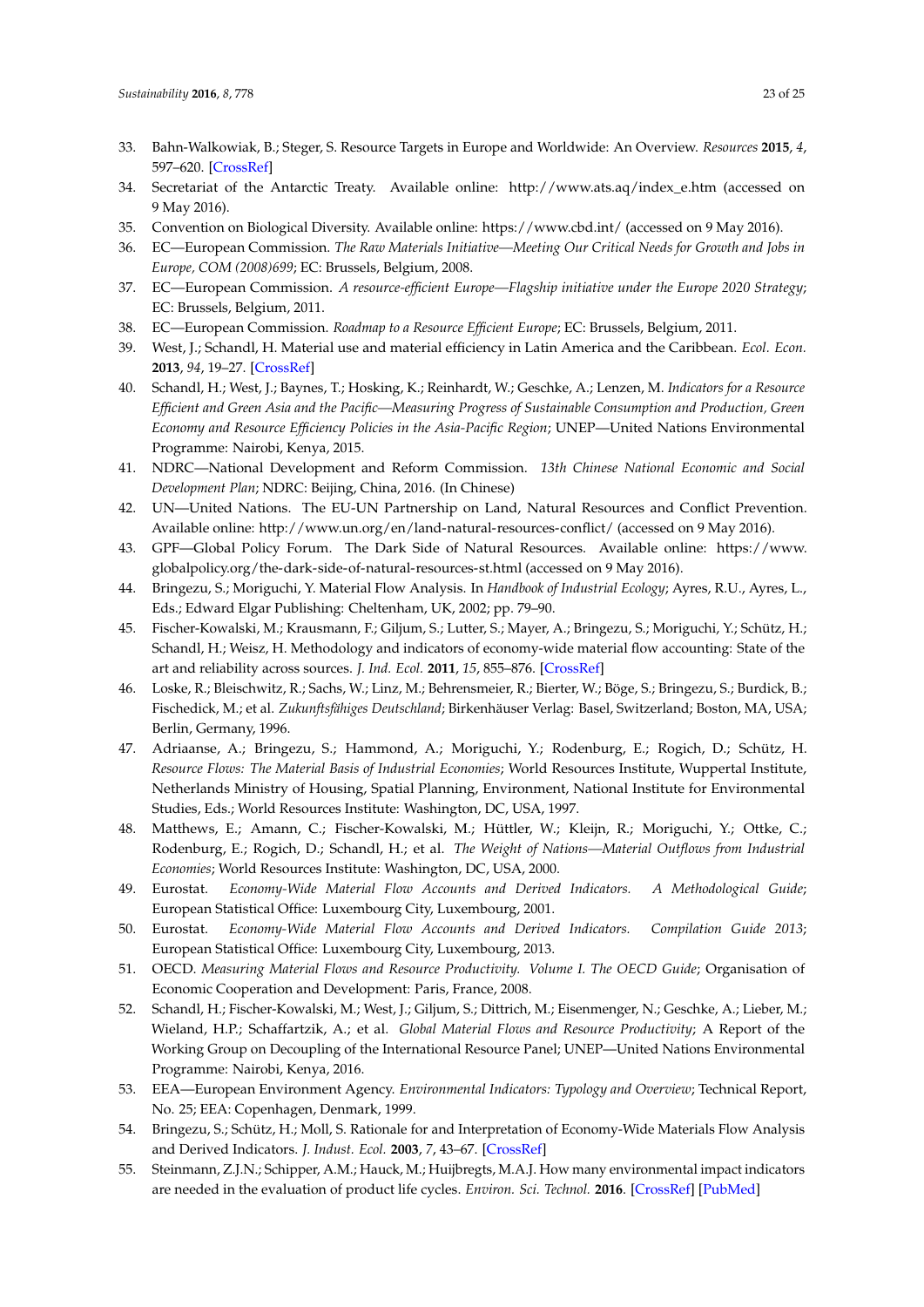33. Bahn-Walkowiak, B.; Steger, S. Resource Targets in Europe and Worldwide: An Overview. *Resources* **2015**, *4*, 597–620. [CrossRef]
34. Secretariat of the Antarctic Treaty. Available online: http://www.ats.aq/index_e.htm (accessed on 9 May 2016).
35. Convention on Biological Diversity. Available online: https://www.cbd.int/ (accessed on 9 May 2016).
36. EC—European Commission. *The Raw Materials Initiative—Meeting Our Critical Needs for Growth and Jobs in Europe, COM (2008)699*; EC: Brussels, Belgium, 2008.
37. EC—European Commission. *A resource-efficient Europe—Flagship initiative under the Europe 2020 Strategy*; EC: Brussels, Belgium, 2011.
38. EC—European Commission. *Roadmap to a Resource Efficient Europe*; EC: Brussels, Belgium, 2011.
39. West, J.; Schandl, H. Material use and material efficiency in Latin America and the Caribbean. *Ecol. Econ.* **2013**, *94*, 19–27. [CrossRef]
40. Schandl, H.; West, J.; Baynes, T.; Hosking, K.; Reinhardt, W.; Geschke, A.; Lenzen, M. *Indicators for a Resource Efficient and Green Asia and the Pacific—Measuring Progress of Sustainable Consumption and Production, Green Economy and Resource Efficiency Policies in the Asia-Pacific Region*; UNEP—United Nations Environmental Programme: Nairobi, Kenya, 2015.
41. NDRC—National Development and Reform Commission. *13th Chinese National Economic and Social Development Plan*; NDRC: Beijing, China, 2016. (In Chinese)
42. UN—United Nations. The EU-UN Partnership on Land, Natural Resources and Conflict Prevention. Available online: http://www.un.org/en/land-natural-resources-conflict/ (accessed on 9 May 2016).
43. GPF—Global Policy Forum. The Dark Side of Natural Resources. Available online: https://www.globalpolicy.org/the-dark-side-of-natural-resources-st.html (accessed on 9 May 2016).
44. Bringezu, S.; Moriguchi, Y. Material Flow Analysis. In *Handbook of Industrial Ecology*; Ayres, R.U., Ayres, L., Eds.; Edward Elgar Publishing: Cheltenham, UK, 2002; pp. 79–90.
45. Fischer-Kowalski, M.; Krausmann, F.; Giljum, S.; Lutter, S.; Mayer, A.; Bringezu, S.; Moriguchi, Y.; Schütz, H.; Schandl, H.; Weisz, H. Methodology and indicators of economy-wide material flow accounting: State of the art and reliability across sources. *J. Ind. Ecol.* **2011**, *15*, 855–876. [CrossRef]
46. Loske, R.; Bleischwitz, R.; Sachs, W.; Linz, M.; Behrensmeier, R.; Bierter, W.; Böge, S.; Bringezu, S.; Burdick, B.; Fischedick, M.; et al. *Zukunftsfähiges Deutschland*; Birkenhäuser Verlag: Basel, Switzerland; Boston, MA, USA; Berlin, Germany, 1996.
47. Adriaanse, A.; Bringezu, S.; Hammond, A.; Moriguchi, Y.; Rodenburg, E.; Rogich, D.; Schütz, H. *Resource Flows: The Material Basis of Industrial Economies*; World Resources Institute, Wuppertal Institute, Netherlands Ministry of Housing, Spatial Planning, Environment, National Institute for Environmental Studies, Eds.; World Resources Institute: Washington, DC, USA, 1997.
48. Matthews, E.; Amann, C.; Fischer-Kowalski, M.; Hüttler, W.; Kleijn, R.; Moriguchi, Y.; Ottke, C.; Rodenburg, E.; Rogich, D.; Schandl, H.; et al. *The Weight of Nations—Material Outflows from Industrial Economies*; World Resources Institute: Washington, DC, USA, 2000.
49. Eurostat. *Economy-Wide Material Flow Accounts and Derived Indicators. A Methodological Guide*; European Statistical Office: Luxembourg City, Luxembourg, 2001.
50. Eurostat. *Economy-Wide Material Flow Accounts and Derived Indicators. Compilation Guide 2013*; European Statistical Office: Luxembourg City, Luxembourg, 2013.
51. OECD. *Measuring Material Flows and Resource Productivity. Volume I. The OECD Guide*; Organisation of Economic Cooperation and Development: Paris, France, 2008.
52. Schandl, H.; Fischer-Kowalski, M.; West, J.; Giljum, S.; Dittrich, M.; Eisenmenger, N.; Geschke, A.; Lieber, M.; Wieland, H.P.; Schaffartzik, A.; et al. *Global Material Flows and Resource Productivity*; A Report of the Working Group on Decoupling of the International Resource Panel; UNEP—United Nations Environmental Programme: Nairobi, Kenya, 2016.
53. EEA—European Environment Agency. *Environmental Indicators: Typology and Overview*; Technical Report, No. 25; EEA: Copenhagen, Denmark, 1999.
54. Bringezu, S.; Schütz, H.; Moll, S. Rationale for and Interpretation of Economy-Wide Materials Flow Analysis and Derived Indicators. *J. Indust. Ecol.* **2003**, *7*, 43–67. [CrossRef]
55. Steinmann, Z.J.N.; Schipper, A.M.; Hauck, M.; Huijbregts, M.A.J. How many environmental impact indicators are needed in the evaluation of product life cycles. *Environ. Sci. Technol.* **2016**. [CrossRef] [PubMed]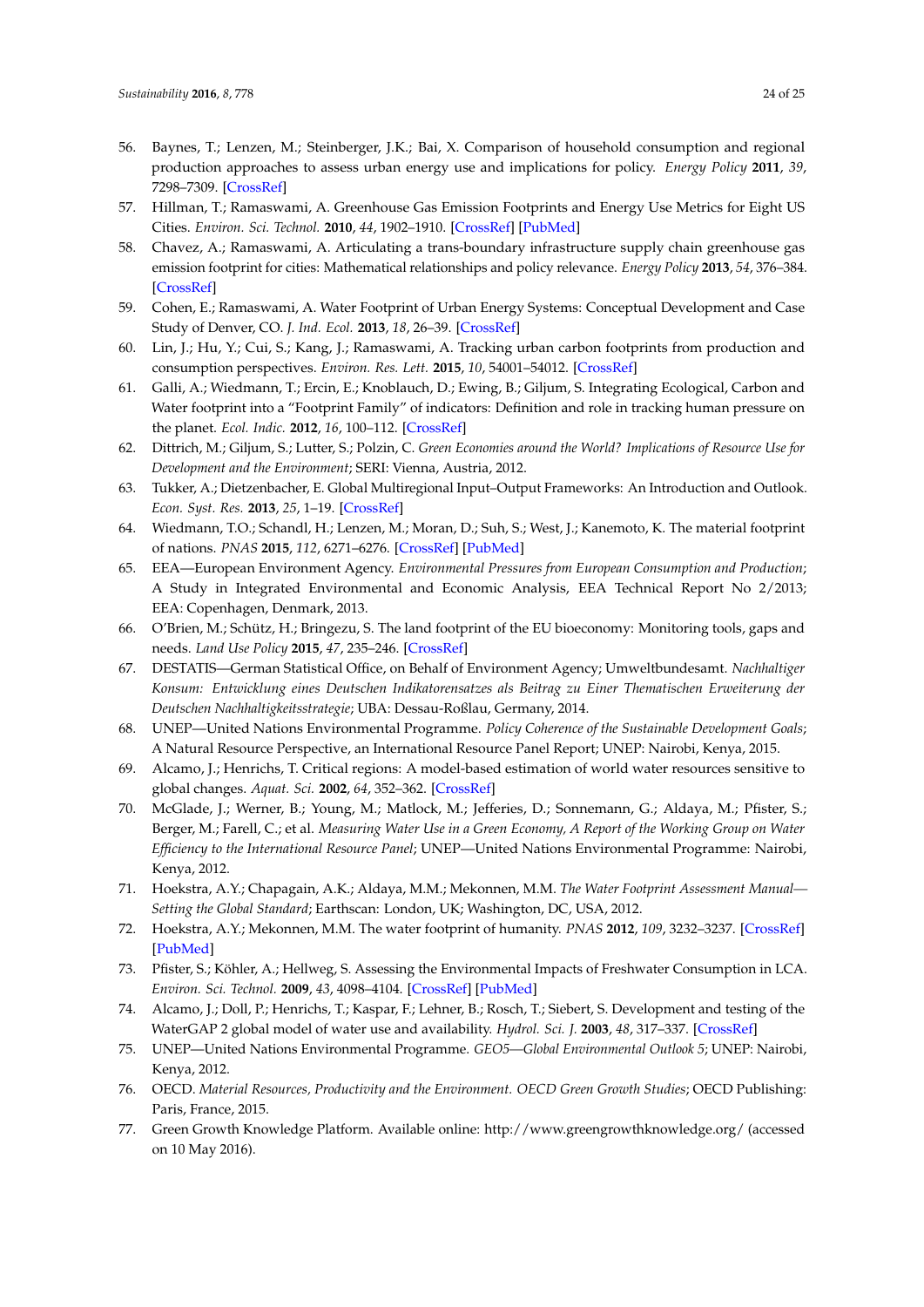56. Baynes, T.; Lenzen, M.; Steinberger, J.K.; Bai, X. Comparison of household consumption and regional production approaches to assess urban energy use and implications for policy. *Energy Policy* **2011**, *39*, 7298–7309. [CrossRef]
57. Hillman, T.; Ramaswami, A. Greenhouse Gas Emission Footprints and Energy Use Metrics for Eight US Cities. *Environ. Sci. Technol.* **2010**, *44*, 1902–1910. [CrossRef] [PubMed]
58. Chavez, A.; Ramaswami, A. Articulating a trans-boundary infrastructure supply chain greenhouse gas emission footprint for cities: Mathematical relationships and policy relevance. *Energy Policy* **2013**, *54*, 376–384. [CrossRef]
59. Cohen, E.; Ramaswami, A. Water Footprint of Urban Energy Systems: Conceptual Development and Case Study of Denver, CO. *J. Ind. Ecol.* **2013**, *18*, 26–39. [CrossRef]
60. Lin, J.; Hu, Y.; Cui, S.; Kang, J.; Ramaswami, A. Tracking urban carbon footprints from production and consumption perspectives. *Environ. Res. Lett.* **2015**, *10*, 54001–54012. [CrossRef]
61. Galli, A.; Wiedmann, T.; Ercin, E.; Knoblauch, D.; Ewing, B.; Giljum, S. Integrating Ecological, Carbon and Water footprint into a "Footprint Family" of indicators: Definition and role in tracking human pressure on the planet. *Ecol. Indic.* **2012**, *16*, 100–112. [CrossRef]
62. Dittrich, M.; Giljum, S.; Lutter, S.; Polzin, C. *Green Economies around the World? Implications of Resource Use for Development and the Environment*; SERI: Vienna, Austria, 2012.
63. Tukker, A.; Dietzenbacher, E. Global Multiregional Input–Output Frameworks: An Introduction and Outlook. *Econ. Syst. Res.* **2013**, *25*, 1–19. [CrossRef]
64. Wiedmann, T.O.; Schandl, H.; Lenzen, M.; Moran, D.; Suh, S.; West, J.; Kanemoto, K. The material footprint of nations. *PNAS* **2015**, *112*, 6271–6276. [CrossRef] [PubMed]
65. EEA—European Environment Agency. *Environmental Pressures from European Consumption and Production*; A Study in Integrated Environmental and Economic Analysis, EEA Technical Report No 2/2013; EEA: Copenhagen, Denmark, 2013.
66. O'Brien, M.; Schütz, H.; Bringezu, S. The land footprint of the EU bioeconomy: Monitoring tools, gaps and needs. *Land Use Policy* **2015**, *47*, 235–246. [CrossRef]
67. DESTATIS—German Statistical Office, on Behalf of Environment Agency; Umweltbundesamt. *Nachhaltiger Konsum: Entwicklung eines Deutschen Indikatorensatzes als Beitrag zu Einer Thematischen Erweiterung der Deutschen Nachhaltigkeitsstrategie*; UBA: Dessau-Roßlau, Germany, 2014.
68. UNEP—United Nations Environmental Programme. *Policy Coherence of the Sustainable Development Goals*; A Natural Resource Perspective, an International Resource Panel Report; UNEP: Nairobi, Kenya, 2015.
69. Alcamo, J.; Henrichs, T. Critical regions: A model-based estimation of world water resources sensitive to global changes. *Aquat. Sci.* **2002**, *64*, 352–362. [CrossRef]
70. McGlade, J.; Werner, B.; Young, M.; Matlock, M.; Jefferies, D.; Sonnemann, G.; Aldaya, M.; Pfister, S.; Berger, M.; Farell, C.; et al. *Measuring Water Use in a Green Economy, A Report of the Working Group on Water Efficiency to the International Resource Panel*; UNEP—United Nations Environmental Programme: Nairobi, Kenya, 2012.
71. Hoekstra, A.Y.; Chapagain, A.K.; Aldaya, M.M.; Mekonnen, M.M. *The Water Footprint Assessment Manual—Setting the Global Standard*; Earthscan: London, UK; Washington, DC, USA, 2012.
72. Hoekstra, A.Y.; Mekonnen, M.M. The water footprint of humanity. *PNAS* **2012**, *109*, 3232–3237. [CrossRef] [PubMed]
73. Pfister, S.; Köhler, A.; Hellweg, S. Assessing the Environmental Impacts of Freshwater Consumption in LCA. *Environ. Sci. Technol.* **2009**, *43*, 4098–4104. [CrossRef] [PubMed]
74. Alcamo, J.; Doll, P.; Henrichs, T.; Kaspar, F.; Lehner, B.; Rosch, T.; Siebert, S. Development and testing of the WaterGAP 2 global model of water use and availability. *Hydrol. Sci. J.* **2003**, *48*, 317–337. [CrossRef]
75. UNEP—United Nations Environmental Programme. *GEO5—Global Environmental Outlook 5*; UNEP: Nairobi, Kenya, 2012.
76. OECD. *Material Resources, Productivity and the Environment. OECD Green Growth Studies*; OECD Publishing: Paris, France, 2015.
77. Green Growth Knowledge Platform. Available online: http://www.greengrowthknowledge.org/ (accessed on 10 May 2016).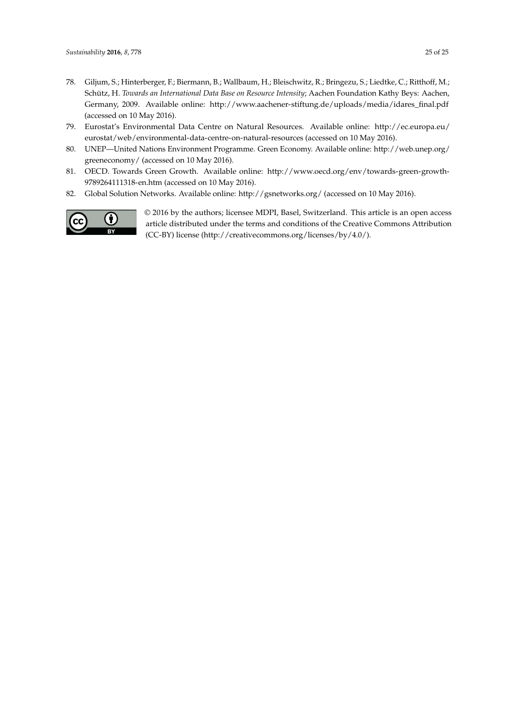78. Giljum, S.; Hinterberger, F.; Biermann, B.; Wallbaum, H.; Bleischwitz, R.; Bringezu, S.; Liedtke, C.; Ritthoff, M.; Schütz, H. *Towards an International Data Base on Resource Intensity*; Aachen Foundation Kathy Beys: Aachen, Germany, 2009. Available online: http://www.aachener-stiftung.de/uploads/media/idares_final.pdf (accessed on 10 May 2016).
79. Eurostat's Environmental Data Centre on Natural Resources. Available online: http://ec.europa.eu/eurostat/web/environmental-data-centre-on-natural-resources (accessed on 10 May 2016).
80. UNEP—United Nations Environment Programme. Green Economy. Available online: http://web.unep.org/greeneconomy/ (accessed on 10 May 2016).
81. OECD. Towards Green Growth. Available online: http://www.oecd.org/env/towards-green-growth-9789264111318-en.htm (accessed on 10 May 2016).
82. Global Solution Networks. Available online: http://gsnetworks.org/ (accessed on 10 May 2016).

© 2016 by the authors; licensee MDPI, Basel, Switzerland. This article is an open access article distributed under the terms and conditions of the Creative Commons Attribution (CC-BY) license (http://creativecommons.org/licenses/by/4.0/).